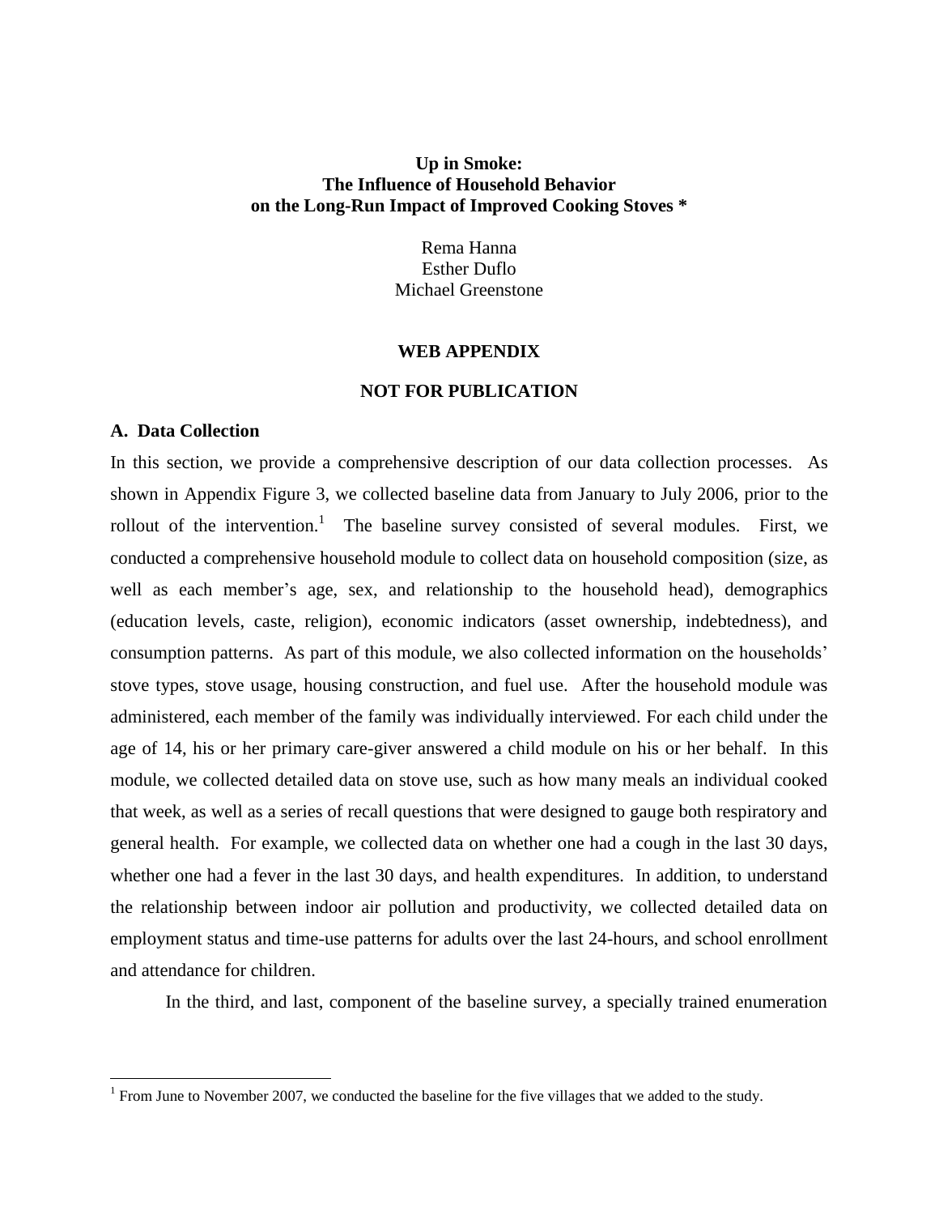**Up in Smoke:**
**The Influence of Household Behavior**
**on the Long-Run Impact of Improved Cooking Stoves \***

Rema Hanna
Esther Duflo
Michael Greenstone

**WEB APPENDIX**

**NOT FOR PUBLICATION**

### A. Data Collection

In this section, we provide a comprehensive description of our data collection processes. As shown in Appendix Figure 3, we collected baseline data from January to July 2006, prior to the rollout of the intervention.[1] The baseline survey consisted of several modules. First, we conducted a comprehensive household module to collect data on household composition (size, as well as each member's age, sex, and relationship to the household head), demographics (education levels, caste, religion), economic indicators (asset ownership, indebtedness), and consumption patterns. As part of this module, we also collected information on the households' stove types, stove usage, housing construction, and fuel use. After the household module was administered, each member of the family was individually interviewed. For each child under the age of 14, his or her primary care-giver answered a child module on his or her behalf. In this module, we collected detailed data on stove use, such as how many meals an individual cooked that week, as well as a series of recall questions that were designed to gauge both respiratory and general health. For example, we collected data on whether one had a cough in the last 30 days, whether one had a fever in the last 30 days, and health expenditures. In addition, to understand the relationship between indoor air pollution and productivity, we collected detailed data on employment status and time-use patterns for adults over the last 24-hours, and school enrollment and attendance for children.

In the third, and last, component of the baseline survey, a specially trained enumeration

[1] From June to November 2007, we conducted the baseline for the five villages that we added to the study.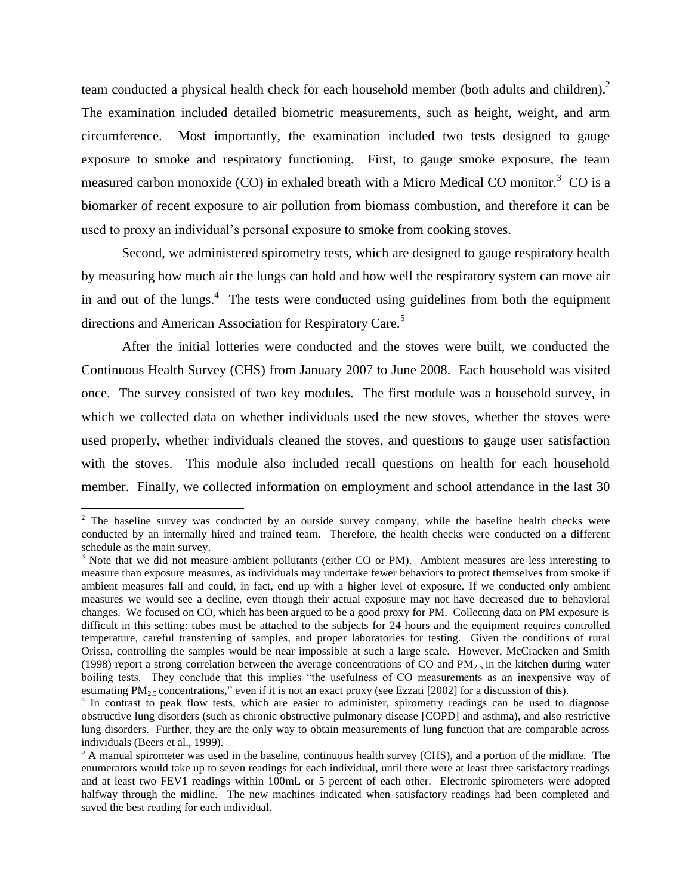team conducted a physical health check for each household member (both adults and children).[2] The examination included detailed biometric measurements, such as height, weight, and arm circumference. Most importantly, the examination included two tests designed to gauge exposure to smoke and respiratory functioning. First, to gauge smoke exposure, the team measured carbon monoxide (CO) in exhaled breath with a Micro Medical CO monitor.[3] CO is a biomarker of recent exposure to air pollution from biomass combustion, and therefore it can be used to proxy an individual's personal exposure to smoke from cooking stoves.

Second, we administered spirometry tests, which are designed to gauge respiratory health by measuring how much air the lungs can hold and how well the respiratory system can move air in and out of the lungs.[4] The tests were conducted using guidelines from both the equipment directions and American Association for Respiratory Care.[5]

After the initial lotteries were conducted and the stoves were built, we conducted the Continuous Health Survey (CHS) from January 2007 to June 2008. Each household was visited once. The survey consisted of two key modules. The first module was a household survey, in which we collected data on whether individuals used the new stoves, whether the stoves were used properly, whether individuals cleaned the stoves, and questions to gauge user satisfaction with the stoves. This module also included recall questions on health for each household member. Finally, we collected information on employment and school attendance in the last 30

[2] The baseline survey was conducted by an outside survey company, while the baseline health checks were conducted by an internally hired and trained team. Therefore, the health checks were conducted on a different schedule as the main survey.

[3] Note that we did not measure ambient pollutants (either CO or PM). Ambient measures are less interesting to measure than exposure measures, as individuals may undertake fewer behaviors to protect themselves from smoke if ambient measures fall and could, in fact, end up with a higher level of exposure. If we conducted only ambient measures we would see a decline, even though their actual exposure may not have decreased due to behavioral changes. We focused on CO, which has been argued to be a good proxy for PM. Collecting data on PM exposure is difficult in this setting: tubes must be attached to the subjects for 24 hours and the equipment requires controlled temperature, careful transferring of samples, and proper laboratories for testing. Given the conditions of rural Orissa, controlling the samples would be near impossible at such a large scale. However, McCracken and Smith (1998) report a strong correlation between the average concentrations of CO and $PM_{2.5}$ in the kitchen during water boiling tests. They conclude that this implies "the usefulness of CO measurements as an inexpensive way of estimating $PM_{2.5}$ concentrations," even if it is not an exact proxy (see Ezzati [2002] for a discussion of this).

[4] In contrast to peak flow tests, which are easier to administer, spirometry readings can be used to diagnose obstructive lung disorders (such as chronic obstructive pulmonary disease [COPD] and asthma), and also restrictive lung disorders. Further, they are the only way to obtain measurements of lung function that are comparable across individuals (Beers et al., 1999).

[5] A manual spirometer was used in the baseline, continuous health survey (CHS), and a portion of the midline. The enumerators would take up to seven readings for each individual, until there were at least three satisfactory readings and at least two FEV1 readings within 100mL or 5 percent of each other. Electronic spirometers were adopted halfway through the midline. The new machines indicated when satisfactory readings had been completed and saved the best reading for each individual.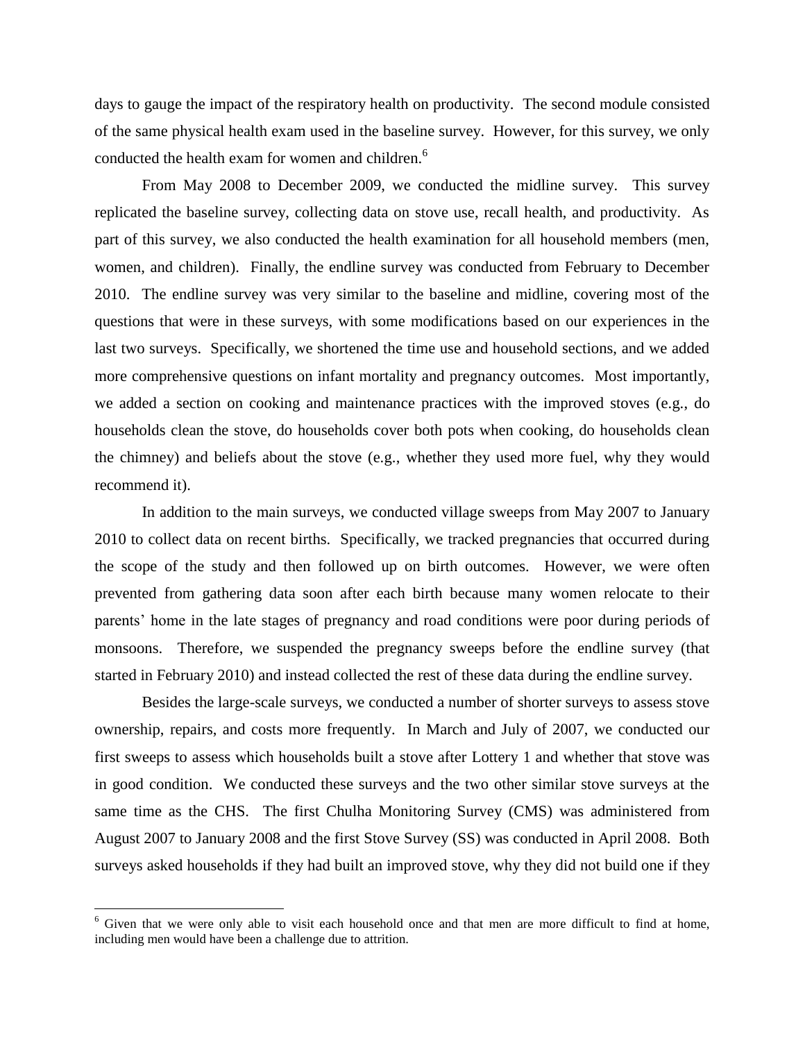days to gauge the impact of the respiratory health on productivity. The second module consisted of the same physical health exam used in the baseline survey. However, for this survey, we only conducted the health exam for women and children.[6]

From May 2008 to December 2009, we conducted the midline survey. This survey replicated the baseline survey, collecting data on stove use, recall health, and productivity. As part of this survey, we also conducted the health examination for all household members (men, women, and children). Finally, the endline survey was conducted from February to December 2010. The endline survey was very similar to the baseline and midline, covering most of the questions that were in these surveys, with some modifications based on our experiences in the last two surveys. Specifically, we shortened the time use and household sections, and we added more comprehensive questions on infant mortality and pregnancy outcomes. Most importantly, we added a section on cooking and maintenance practices with the improved stoves (e.g., do households clean the stove, do households cover both pots when cooking, do households clean the chimney) and beliefs about the stove (e.g., whether they used more fuel, why they would recommend it).

In addition to the main surveys, we conducted village sweeps from May 2007 to January 2010 to collect data on recent births. Specifically, we tracked pregnancies that occurred during the scope of the study and then followed up on birth outcomes. However, we were often prevented from gathering data soon after each birth because many women relocate to their parents' home in the late stages of pregnancy and road conditions were poor during periods of monsoons. Therefore, we suspended the pregnancy sweeps before the endline survey (that started in February 2010) and instead collected the rest of these data during the endline survey.

Besides the large-scale surveys, we conducted a number of shorter surveys to assess stove ownership, repairs, and costs more frequently. In March and July of 2007, we conducted our first sweeps to assess which households built a stove after Lottery 1 and whether that stove was in good condition. We conducted these surveys and the two other similar stove surveys at the same time as the CHS. The first Chulha Monitoring Survey (CMS) was administered from August 2007 to January 2008 and the first Stove Survey (SS) was conducted in April 2008. Both surveys asked households if they had built an improved stove, why they did not build one if they

[6] Given that we were only able to visit each household once and that men are more difficult to find at home, including men would have been a challenge due to attrition.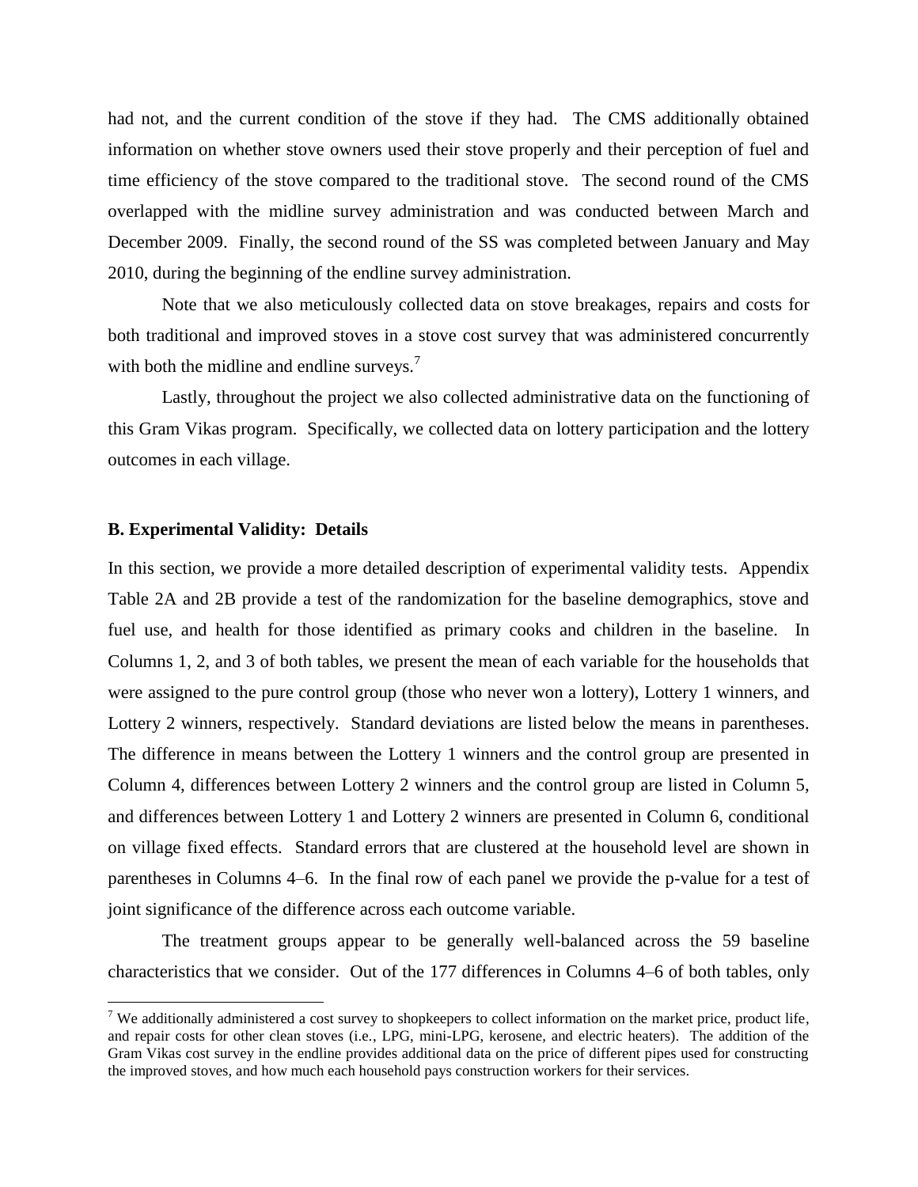had not, and the current condition of the stove if they had. The CMS additionally obtained information on whether stove owners used their stove properly and their perception of fuel and time efficiency of the stove compared to the traditional stove. The second round of the CMS overlapped with the midline survey administration and was conducted between March and December 2009. Finally, the second round of the SS was completed between January and May 2010, during the beginning of the endline survey administration.

Note that we also meticulously collected data on stove breakages, repairs and costs for both traditional and improved stoves in a stove cost survey that was administered concurrently with both the midline and endline surveys.[7]

Lastly, throughout the project we also collected administrative data on the functioning of this Gram Vikas program. Specifically, we collected data on lottery participation and the lottery outcomes in each village.

### B. Experimental Validity: Details

In this section, we provide a more detailed description of experimental validity tests. Appendix Table 2A and 2B provide a test of the randomization for the baseline demographics, stove and fuel use, and health for those identified as primary cooks and children in the baseline. In Columns 1, 2, and 3 of both tables, we present the mean of each variable for the households that were assigned to the pure control group (those who never won a lottery), Lottery 1 winners, and Lottery 2 winners, respectively. Standard deviations are listed below the means in parentheses. The difference in means between the Lottery 1 winners and the control group are presented in Column 4, differences between Lottery 2 winners and the control group are listed in Column 5, and differences between Lottery 1 and Lottery 2 winners are presented in Column 6, conditional on village fixed effects. Standard errors that are clustered at the household level are shown in parentheses in Columns 4–6. In the final row of each panel we provide the p-value for a test of joint significance of the difference across each outcome variable.

The treatment groups appear to be generally well-balanced across the 59 baseline characteristics that we consider. Out of the 177 differences in Columns 4–6 of both tables, only

[7] We additionally administered a cost survey to shopkeepers to collect information on the market price, product life, and repair costs for other clean stoves (i.e., LPG, mini-LPG, kerosene, and electric heaters). The addition of the Gram Vikas cost survey in the endline provides additional data on the price of different pipes used for constructing the improved stoves, and how much each household pays construction workers for their services.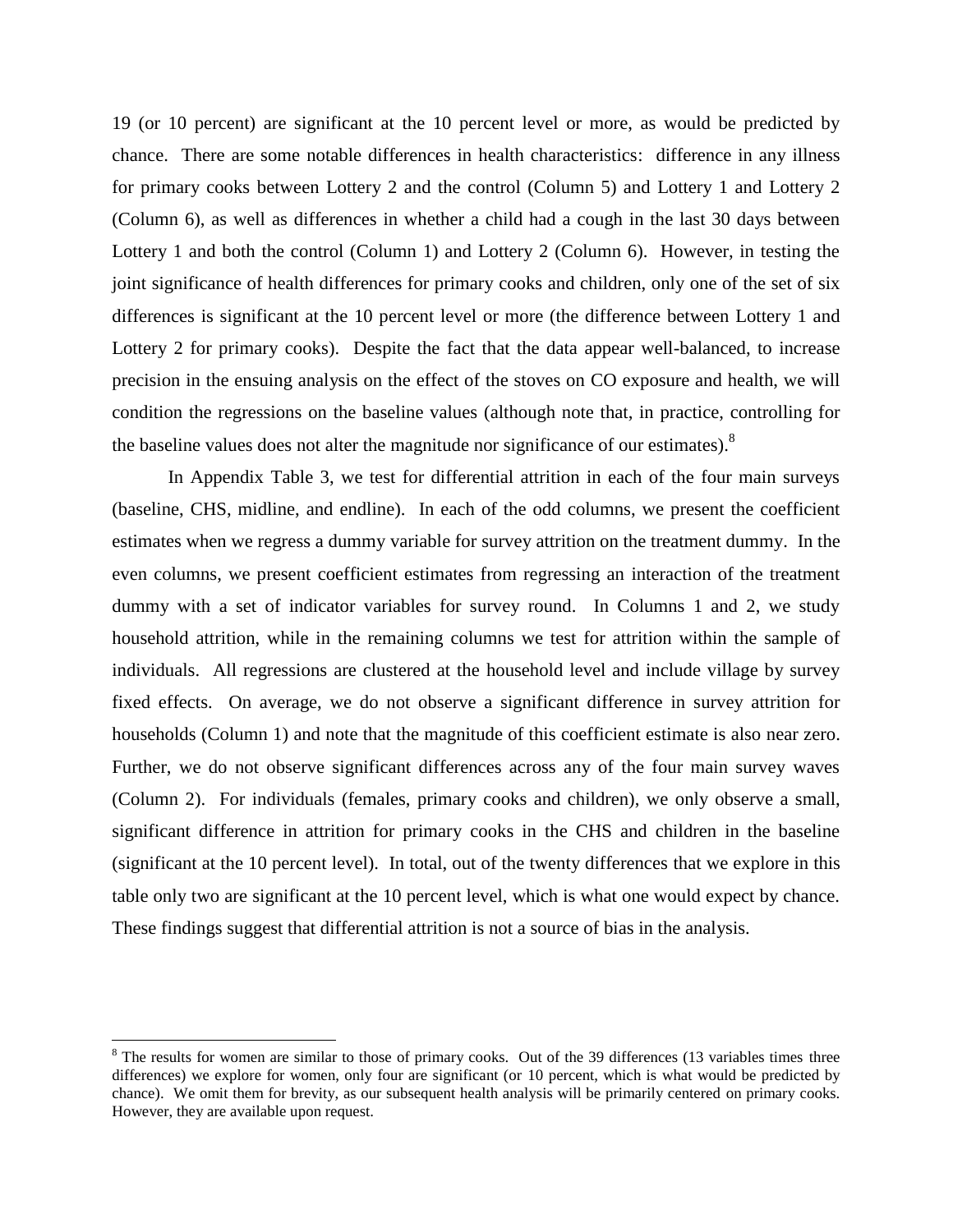19 (or 10 percent) are significant at the 10 percent level or more, as would be predicted by chance. There are some notable differences in health characteristics: difference in any illness for primary cooks between Lottery 2 and the control (Column 5) and Lottery 1 and Lottery 2 (Column 6), as well as differences in whether a child had a cough in the last 30 days between Lottery 1 and both the control (Column 1) and Lottery 2 (Column 6). However, in testing the joint significance of health differences for primary cooks and children, only one of the set of six differences is significant at the 10 percent level or more (the difference between Lottery 1 and Lottery 2 for primary cooks). Despite the fact that the data appear well-balanced, to increase precision in the ensuing analysis on the effect of the stoves on CO exposure and health, we will condition the regressions on the baseline values (although note that, in practice, controlling for the baseline values does not alter the magnitude nor significance of our estimates).[8]

In Appendix Table 3, we test for differential attrition in each of the four main surveys (baseline, CHS, midline, and endline). In each of the odd columns, we present the coefficient estimates when we regress a dummy variable for survey attrition on the treatment dummy. In the even columns, we present coefficient estimates from regressing an interaction of the treatment dummy with a set of indicator variables for survey round. In Columns 1 and 2, we study household attrition, while in the remaining columns we test for attrition within the sample of individuals. All regressions are clustered at the household level and include village by survey fixed effects. On average, we do not observe a significant difference in survey attrition for households (Column 1) and note that the magnitude of this coefficient estimate is also near zero. Further, we do not observe significant differences across any of the four main survey waves (Column 2). For individuals (females, primary cooks and children), we only observe a small, significant difference in attrition for primary cooks in the CHS and children in the baseline (significant at the 10 percent level). In total, out of the twenty differences that we explore in this table only two are significant at the 10 percent level, which is what one would expect by chance. These findings suggest that differential attrition is not a source of bias in the analysis.

---

[8] The results for women are similar to those of primary cooks. Out of the 39 differences (13 variables times three differences) we explore for women, only four are significant (or 10 percent, which is what would be predicted by chance). We omit them for brevity, as our subsequent health analysis will be primarily centered on primary cooks. However, they are available upon request.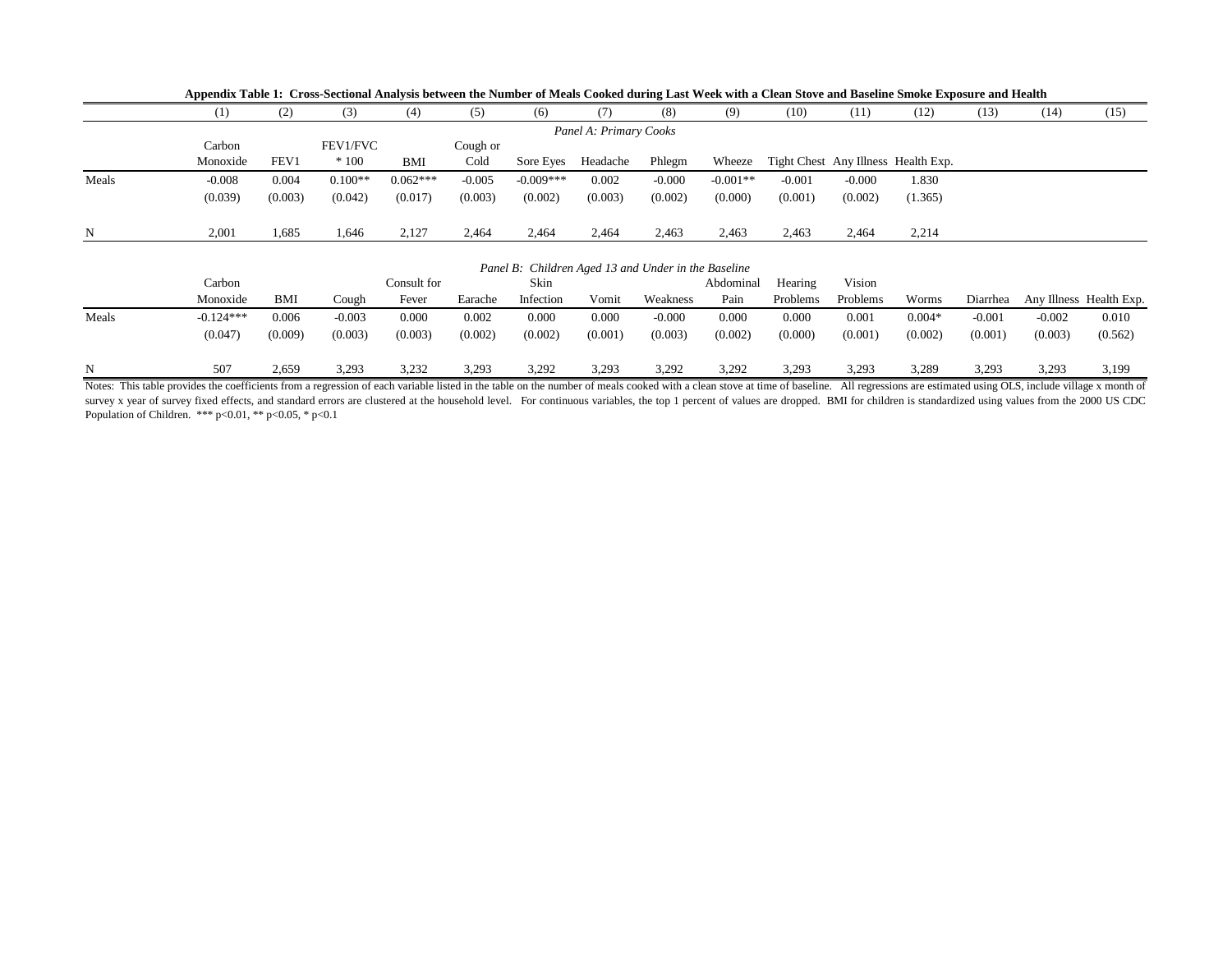**Appendix Table 1: Cross-Sectional Analysis between the Number of Meals Cooked during Last Week with a Clean Stove and Baseline Smoke Exposure and Health**

| | (1) | (2) | (3) | (4) | (5) | (6) | (7) | (8) | (9) | (10) | (11) | (12) | (13) | (14) | (15) |
|---|---|---|---|---|---|---|---|---|---|---|---|---|---|---|---|
| | *Panel A: Primary Cooks* | | | | | | | | | | | | | | |
| | Carbon Monoxide | FEV1 | FEV1/FVC * 100 | BMI | Cough or Cold | Sore Eyes | Headache | Phlegm | Wheeze | Tight Chest | Any Illness | Health Exp. | | | |
| Meals | -0.008 | 0.004 | 0.100** | 0.062*** | -0.005 | -0.009*** | 0.002 | -0.000 | -0.001** | -0.001 | -0.000 | 1.830 | | | |
| | (0.039) | (0.003) | (0.042) | (0.017) | (0.003) | (0.002) | (0.003) | (0.002) | (0.000) | (0.001) | (0.002) | (1.365) | | | |
| N | 2,001 | 1,685 | 1,646 | 2,127 | 2,464 | 2,464 | 2,464 | 2,463 | 2,463 | 2,463 | 2,464 | 2,214 | | | |
| | *Panel B: Children Aged 13 and Under in the Baseline* | | | | | | | | | | | | | | |
| | Carbon Monoxide | BMI | Cough | Consult for Fever | Earache | Skin Infection | Vomit | Weakness | Abdominal Pain | Hearing Problems | Vision Problems | Worms | Diarrhea | Any Illness | Health Exp. |
| Meals | -0.124*** | 0.006 | -0.003 | 0.000 | 0.002 | 0.000 | 0.000 | -0.000 | 0.000 | 0.000 | 0.001 | 0.004* | -0.001 | -0.002 | 0.010 |
| | (0.047) | (0.009) | (0.003) | (0.003) | (0.002) | (0.002) | (0.001) | (0.003) | (0.002) | (0.000) | (0.001) | (0.002) | (0.001) | (0.003) | (0.562) |
| N | 507 | 2,659 | 3,293 | 3,232 | 3,293 | 3,292 | 3,293 | 3,292 | 3,292 | 3,293 | 3,293 | 3,289 | 3,293 | 3,293 | 3,199 |

Notes: This table provides the coefficients from a regression of each variable listed in the table on the number of meals cooked with a clean stove at time of baseline. All regressions are estimated using OLS, include village x month of survey x year of survey fixed effects, and standard errors are clustered at the household level. For continuous variables, the top 1 percent of values are dropped. BMI for children is standardized using values from the 2000 US CDC Population of Children. *** p<0.01, ** p<0.05, * p<0.1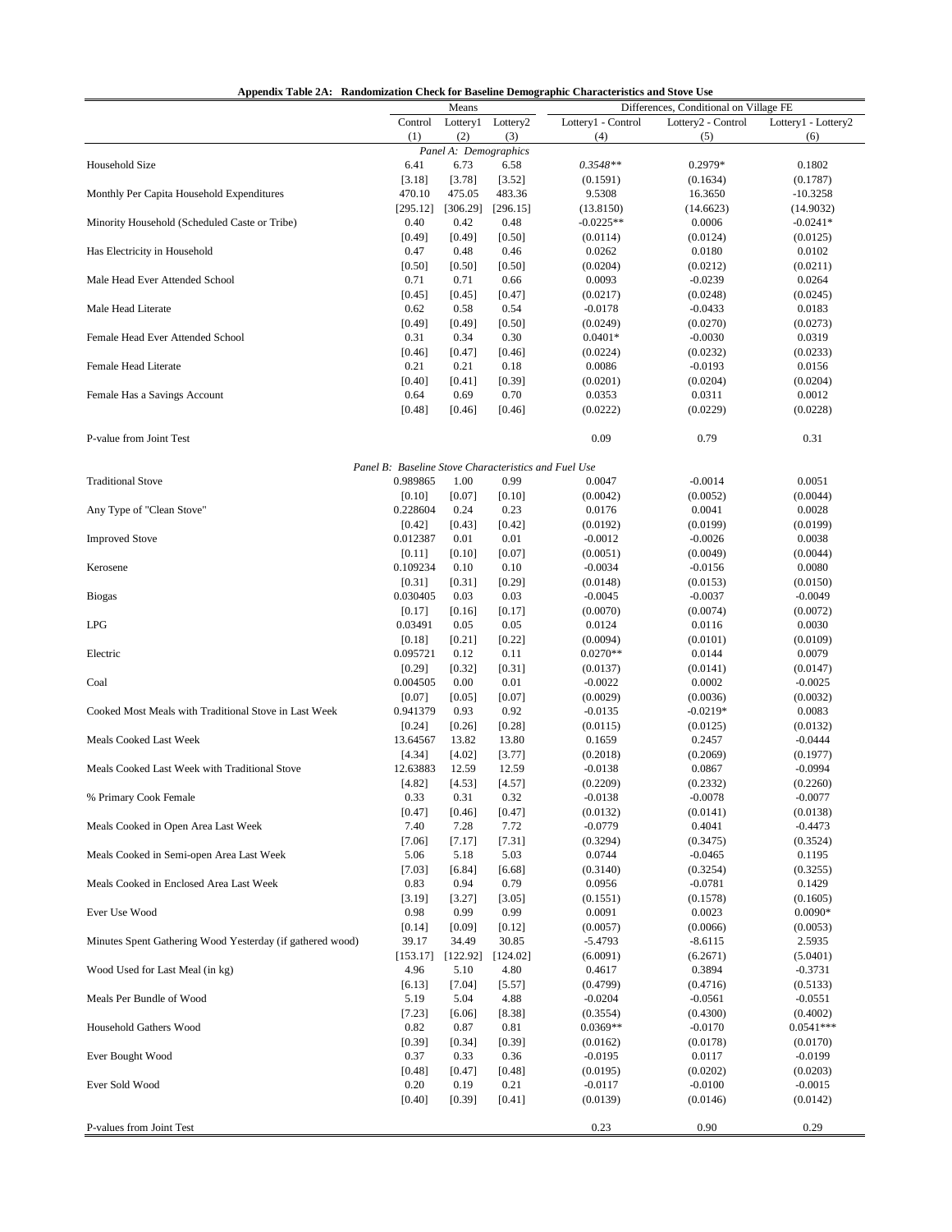**Appendix Table 2A: Randomization Check for Baseline Demographic Characteristics and Stove Use**

| | Means | | | Differences, Conditional on Village FE | | |
|---|---|---|---|---|---|---|
| | Control | Lottery1 | Lottery2 | Lottery1 - Control | Lottery2 - Control | Lottery1 - Lottery2 |
| | (1) | (2) | (3) | (4) | (5) | (6) |
| *Panel A: Demographics* | | | | | | |
| Household Size | 6.41 | 6.73 | 6.58 | *0.3548*** | 0.2979* | 0.1802 |
| | [3.18] | [3.78] | [3.52] | (0.1591) | (0.1634) | (0.1787) |
| Monthly Per Capita Household Expenditures | 470.10 | 475.05 | 483.36 | 9.5308 | 16.3650 | -10.3258 |
| | [295.12] | [306.29] | [296.15] | (13.8150) | (14.6623) | (14.9032) |
| Minority Household (Scheduled Caste or Tribe) | 0.40 | 0.42 | 0.48 | -0.0225** | 0.0006 | -0.0241* |
| | [0.49] | [0.49] | [0.50] | (0.0114) | (0.0124) | (0.0125) |
| Has Electricity in Household | 0.47 | 0.48 | 0.46 | 0.0262 | 0.0180 | 0.0102 |
| | [0.50] | [0.50] | [0.50] | (0.0204) | (0.0212) | (0.0211) |
| Male Head Ever Attended School | 0.71 | 0.71 | 0.66 | 0.0093 | -0.0239 | 0.0264 |
| | [0.45] | [0.45] | [0.47] | (0.0217) | (0.0248) | (0.0245) |
| Male Head Literate | 0.62 | 0.58 | 0.54 | -0.0178 | -0.0433 | 0.0183 |
| | [0.49] | [0.49] | [0.50] | (0.0249) | (0.0270) | (0.0273) |
| Female Head Ever Attended School | 0.31 | 0.34 | 0.30 | 0.0401* | -0.0030 | 0.0319 |
| | [0.46] | [0.47] | [0.46] | (0.0224) | (0.0232) | (0.0233) |
| Female Head Literate | 0.21 | 0.21 | 0.18 | 0.0086 | -0.0193 | 0.0156 |
| | [0.40] | [0.41] | [0.39] | (0.0201) | (0.0204) | (0.0204) |
| Female Has a Savings Account | 0.64 | 0.69 | 0.70 | 0.0353 | 0.0311 | 0.0012 |
| | [0.48] | [0.46] | [0.46] | (0.0222) | (0.0229) | (0.0228) |
| P-value from Joint Test | | | | 0.09 | 0.79 | 0.31 |
| *Panel B: Baseline Stove Characteristics and Fuel Use* | | | | | | |
| Traditional Stove | 0.989865 | 1.00 | 0.99 | 0.0047 | -0.0014 | 0.0051 |
| | [0.10] | [0.07] | [0.10] | (0.0042) | (0.0052) | (0.0044) |
| Any Type of "Clean Stove" | 0.228604 | 0.24 | 0.23 | 0.0176 | 0.0041 | 0.0028 |
| | [0.42] | [0.43] | [0.42] | (0.0192) | (0.0199) | (0.0199) |
| Improved Stove | 0.012387 | 0.01 | 0.01 | -0.0012 | -0.0026 | 0.0038 |
| | [0.11] | [0.10] | [0.07] | (0.0051) | (0.0049) | (0.0044) |
| Kerosene | 0.109234 | 0.10 | 0.10 | -0.0034 | -0.0156 | 0.0080 |
| | [0.31] | [0.31] | [0.29] | (0.0148) | (0.0153) | (0.0150) |
| Biogas | 0.030405 | 0.03 | 0.03 | -0.0045 | -0.0037 | -0.0049 |
| | [0.17] | [0.16] | [0.17] | (0.0070) | (0.0074) | (0.0072) |
| LPG | 0.03491 | 0.05 | 0.05 | 0.0124 | 0.0116 | 0.0030 |
| | [0.18] | [0.21] | [0.22] | (0.0094) | (0.0101) | (0.0109) |
| Electric | 0.095721 | 0.12 | 0.11 | 0.0270** | 0.0144 | 0.0079 |
| | [0.29] | [0.32] | [0.31] | (0.0137) | (0.0141) | (0.0147) |
| Coal | 0.004505 | 0.00 | 0.01 | -0.0022 | 0.0002 | -0.0025 |
| | [0.07] | [0.05] | [0.07] | (0.0029) | (0.0036) | (0.0032) |
| Cooked Most Meals with Traditional Stove in Last Week | 0.941379 | 0.93 | 0.92 | -0.0135 | -0.0219* | 0.0083 |
| | [0.24] | [0.26] | [0.28] | (0.0115) | (0.0125) | (0.0132) |
| Meals Cooked Last Week | 13.64567 | 13.82 | 13.80 | 0.1659 | 0.2457 | -0.0444 |
| | [4.34] | [4.02] | [3.77] | (0.2018) | (0.2069) | (0.1977) |
| Meals Cooked Last Week with Traditional Stove | 12.63883 | 12.59 | 12.59 | -0.0138 | 0.0867 | -0.0994 |
| | [4.82] | [4.53] | [4.57] | (0.2209) | (0.2332) | (0.2260) |
| % Primary Cook Female | 0.33 | 0.31 | 0.32 | -0.0138 | -0.0078 | -0.0077 |
| | [0.47] | [0.46] | [0.47] | (0.0132) | (0.0141) | (0.0138) |
| Meals Cooked in Open Area Last Week | 7.40 | 7.28 | 7.72 | -0.0779 | 0.4041 | -0.4473 |
| | [7.06] | [7.17] | [7.31] | (0.3294) | (0.3475) | (0.3524) |
| Meals Cooked in Semi-open Area Last Week | 5.06 | 5.18 | 5.03 | 0.0744 | -0.0465 | 0.1195 |
| | [7.03] | [6.84] | [6.68] | (0.3140) | (0.3254) | (0.3255) |
| Meals Cooked in Enclosed Area Last Week | 0.83 | 0.94 | 0.79 | 0.0956 | -0.0781 | 0.1429 |
| | [3.19] | [3.27] | [3.05] | (0.1551) | (0.1578) | (0.1605) |
| Ever Use Wood | 0.98 | 0.99 | 0.99 | 0.0091 | 0.0023 | 0.0090* |
| | [0.14] | [0.09] | [0.12] | (0.0057) | (0.0066) | (0.0053) |
| Minutes Spent Gathering Wood Yesterday (if gathered wood) | 39.17 | 34.49 | 30.85 | -5.4793 | -8.6115 | 2.5935 |
| | [153.17] | [122.92] | [124.02] | (6.0091) | (6.2671) | (5.0401) |
| Wood Used for Last Meal (in kg) | 4.96 | 5.10 | 4.80 | 0.4617 | 0.3894 | -0.3731 |
| | [6.13] | [7.04] | [5.57] | (0.4799) | (0.4716) | (0.5133) |
| Meals Per Bundle of Wood | 5.19 | 5.04 | 4.88 | -0.0204 | -0.0561 | -0.0551 |
| | [7.23] | [6.06] | [8.38] | (0.3554) | (0.4300) | (0.4002) |
| Household Gathers Wood | 0.82 | 0.87 | 0.81 | 0.0369** | -0.0170 | 0.0541*** |
| | [0.39] | [0.34] | [0.39] | (0.0162) | (0.0178) | (0.0170) |
| Ever Bought Wood | 0.37 | 0.33 | 0.36 | -0.0195 | 0.0117 | -0.0199 |
| | [0.48] | [0.47] | [0.48] | (0.0195) | (0.0202) | (0.0203) |
| Ever Sold Wood | 0.20 | 0.19 | 0.21 | -0.0117 | -0.0100 | -0.0015 |
| | [0.40] | [0.39] | [0.41] | (0.0139) | (0.0146) | (0.0142) |
| P-values from Joint Test | | | | 0.23 | 0.90 | 0.29 |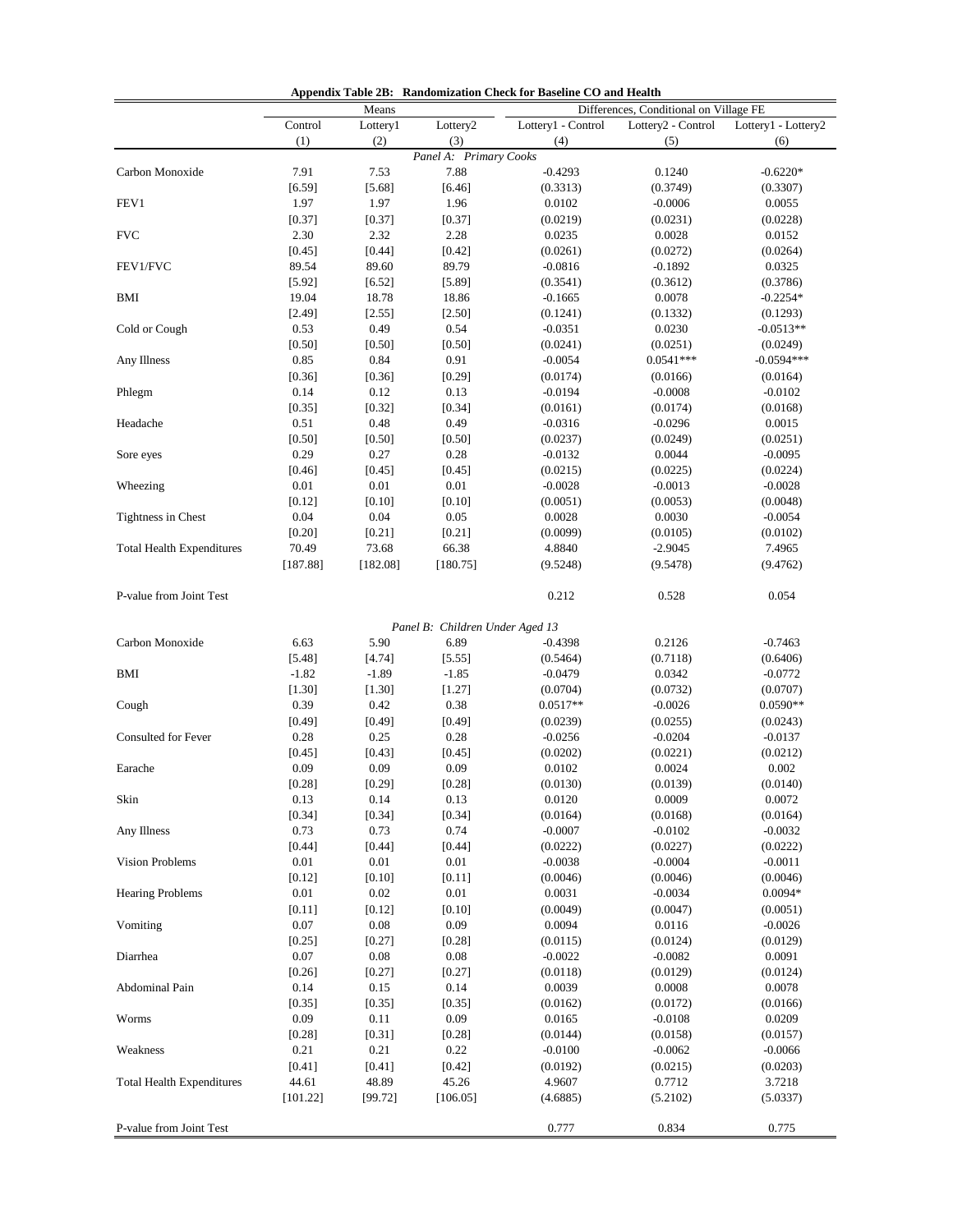**Appendix Table 2B: Randomization Check for Baseline CO and Health**

| | Means | | | Differences, Conditional on Village FE | | |
|---|---|---|---|---|---|---|
| | Control | Lottery1 | Lottery2 | Lottery1 - Control | Lottery2 - Control | Lottery1 - Lottery2 |
| | (1) | (2) | (3) | (4) | (5) | (6) |
| *Panel A: Primary Cooks* | | | | | | |
| Carbon Monoxide | 7.91 | 7.53 | 7.88 | -0.4293 | 0.1240 | -0.6220* |
| | [6.59] | [5.68] | [6.46] | (0.3313) | (0.3749) | (0.3307) |
| FEV1 | 1.97 | 1.97 | 1.96 | 0.0102 | -0.0006 | 0.0055 |
| | [0.37] | [0.37] | [0.37] | (0.0219) | (0.0231) | (0.0228) |
| FVC | 2.30 | 2.32 | 2.28 | 0.0235 | 0.0028 | 0.0152 |
| | [0.45] | [0.44] | [0.42] | (0.0261) | (0.0272) | (0.0264) |
| FEV1/FVC | 89.54 | 89.60 | 89.79 | -0.0816 | -0.1892 | 0.0325 |
| | [5.92] | [6.52] | [5.89] | (0.3541) | (0.3612) | (0.3786) |
| BMI | 19.04 | 18.78 | 18.86 | -0.1665 | 0.0078 | -0.2254* |
| | [2.49] | [2.55] | [2.50] | (0.1241) | (0.1332) | (0.1293) |
| Cold or Cough | 0.53 | 0.49 | 0.54 | -0.0351 | 0.0230 | -0.0513** |
| | [0.50] | [0.50] | [0.50] | (0.0241) | (0.0251) | (0.0249) |
| Any Illness | 0.85 | 0.84 | 0.91 | -0.0054 | 0.0541*** | -0.0594*** |
| | [0.36] | [0.36] | [0.29] | (0.0174) | (0.0166) | (0.0164) |
| Phlegm | 0.14 | 0.12 | 0.13 | -0.0194 | -0.0008 | -0.0102 |
| | [0.35] | [0.32] | [0.34] | (0.0161) | (0.0174) | (0.0168) |
| Headache | 0.51 | 0.48 | 0.49 | -0.0316 | -0.0296 | 0.0015 |
| | [0.50] | [0.50] | [0.50] | (0.0237) | (0.0249) | (0.0251) |
| Sore eyes | 0.29 | 0.27 | 0.28 | -0.0132 | 0.0044 | -0.0095 |
| | [0.46] | [0.45] | [0.45] | (0.0215) | (0.0225) | (0.0224) |
| Wheezing | 0.01 | 0.01 | 0.01 | -0.0028 | -0.0013 | -0.0028 |
| | [0.12] | [0.10] | [0.10] | (0.0051) | (0.0053) | (0.0048) |
| Tightness in Chest | 0.04 | 0.04 | 0.05 | 0.0028 | 0.0030 | -0.0054 |
| | [0.20] | [0.21] | [0.21] | (0.0099) | (0.0105) | (0.0102) |
| Total Health Expenditures | 70.49 | 73.68 | 66.38 | 4.8840 | -2.9045 | 7.4965 |
| | [187.88] | [182.08] | [180.75] | (9.5248) | (9.5478) | (9.4762) |
| P-value from Joint Test | | | | 0.212 | 0.528 | 0.054 |
| *Panel B: Children Under Aged 13* | | | | | | |
| Carbon Monoxide | 6.63 | 5.90 | 6.89 | -0.4398 | 0.2126 | -0.7463 |
| | [5.48] | [4.74] | [5.55] | (0.5464) | (0.7118) | (0.6406) |
| BMI | -1.82 | -1.89 | -1.85 | -0.0479 | 0.0342 | -0.0772 |
| | [1.30] | [1.30] | [1.27] | (0.0704) | (0.0732) | (0.0707) |
| Cough | 0.39 | 0.42 | 0.38 | 0.0517** | -0.0026 | 0.0590** |
| | [0.49] | [0.49] | [0.49] | (0.0239) | (0.0255) | (0.0243) |
| Consulted for Fever | 0.28 | 0.25 | 0.28 | -0.0256 | -0.0204 | -0.0137 |
| | [0.45] | [0.43] | [0.45] | (0.0202) | (0.0221) | (0.0212) |
| Earache | 0.09 | 0.09 | 0.09 | 0.0102 | 0.0024 | 0.002 |
| | [0.28] | [0.29] | [0.28] | (0.0130) | (0.0139) | (0.0140) |
| Skin | 0.13 | 0.14 | 0.13 | 0.0120 | 0.0009 | 0.0072 |
| | [0.34] | [0.34] | [0.34] | (0.0164) | (0.0168) | (0.0164) |
| Any Illness | 0.73 | 0.73 | 0.74 | -0.0007 | -0.0102 | -0.0032 |
| | [0.44] | [0.44] | [0.44] | (0.0222) | (0.0227) | (0.0222) |
| Vision Problems | 0.01 | 0.01 | 0.01 | -0.0038 | -0.0004 | -0.0011 |
| | [0.12] | [0.10] | [0.11] | (0.0046) | (0.0046) | (0.0046) |
| Hearing Problems | 0.01 | 0.02 | 0.01 | 0.0031 | -0.0034 | 0.0094* |
| | [0.11] | [0.12] | [0.10] | (0.0049) | (0.0047) | (0.0051) |
| Vomiting | 0.07 | 0.08 | 0.09 | 0.0094 | 0.0116 | -0.0026 |
| | [0.25] | [0.27] | [0.28] | (0.0115) | (0.0124) | (0.0129) |
| Diarrhea | 0.07 | 0.08 | 0.08 | -0.0022 | -0.0082 | 0.0091 |
| | [0.26] | [0.27] | [0.27] | (0.0118) | (0.0129) | (0.0124) |
| Abdominal Pain | 0.14 | 0.15 | 0.14 | 0.0039 | 0.0008 | 0.0078 |
| | [0.35] | [0.35] | [0.35] | (0.0162) | (0.0172) | (0.0166) |
| Worms | 0.09 | 0.11 | 0.09 | 0.0165 | -0.0108 | 0.0209 |
| | [0.28] | [0.31] | [0.28] | (0.0144) | (0.0158) | (0.0157) |
| Weakness | 0.21 | 0.21 | 0.22 | -0.0100 | -0.0062 | -0.0066 |
| | [0.41] | [0.41] | [0.42] | (0.0192) | (0.0215) | (0.0203) |
| Total Health Expenditures | 44.61 | 48.89 | 45.26 | 4.9607 | 0.7712 | 3.7218 |
| | [101.22] | [99.72] | [106.05] | (4.6885) | (5.2102) | (5.0337) |
| P-value from Joint Test | | | | 0.777 | 0.834 | 0.775 |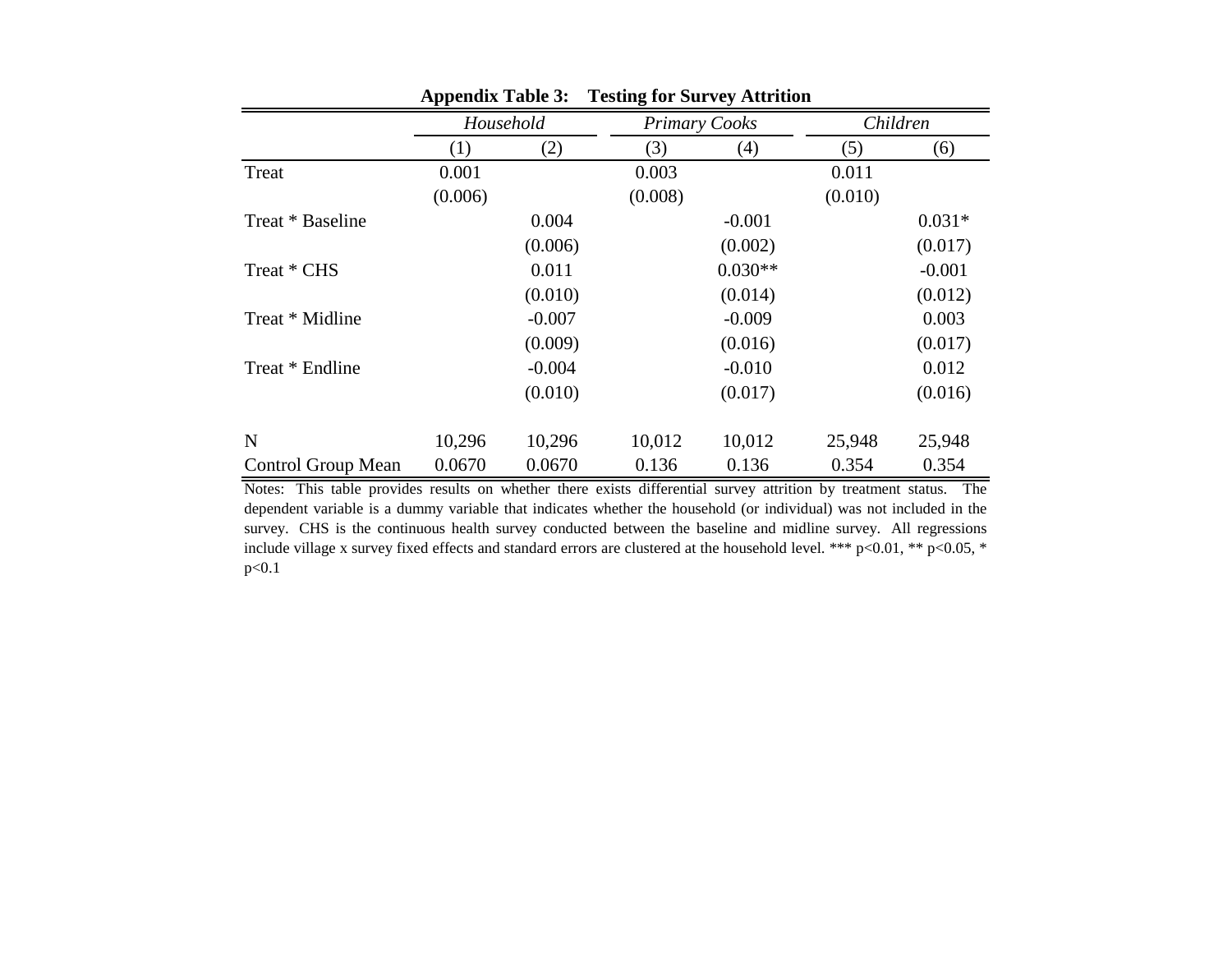**Appendix Table 3: Testing for Survey Attrition**

| | *Household* | | *Primary Cooks* | | *Children* | |
|---|---|---|---|---|---|---|
| | (1) | (2) | (3) | (4) | (5) | (6) |
| Treat | 0.001 | | 0.003 | | 0.011 | |
| | (0.006) | | (0.008) | | (0.010) | |
| Treat * Baseline | | 0.004 | | -0.001 | | 0.031* |
| | | (0.006) | | (0.002) | | (0.017) |
| Treat * CHS | | 0.011 | | 0.030** | | -0.001 |
| | | (0.010) | | (0.014) | | (0.012) |
| Treat * Midline | | -0.007 | | -0.009 | | 0.003 |
| | | (0.009) | | (0.016) | | (0.017) |
| Treat * Endline | | -0.004 | | -0.010 | | 0.012 |
| | | (0.010) | | (0.017) | | (0.016) |
| N | 10,296 | 10,296 | 10,012 | 10,012 | 25,948 | 25,948 |
| Control Group Mean | 0.0670 | 0.0670 | 0.136 | 0.136 | 0.354 | 0.354 |

Notes: This table provides results on whether there exists differential survey attrition by treatment status. The dependent variable is a dummy variable that indicates whether the household (or individual) was not included in the survey. CHS is the continuous health survey conducted between the baseline and midline survey. All regressions include village x survey fixed effects and standard errors are clustered at the household level. *** p<0.01, ** p<0.05, * p<0.1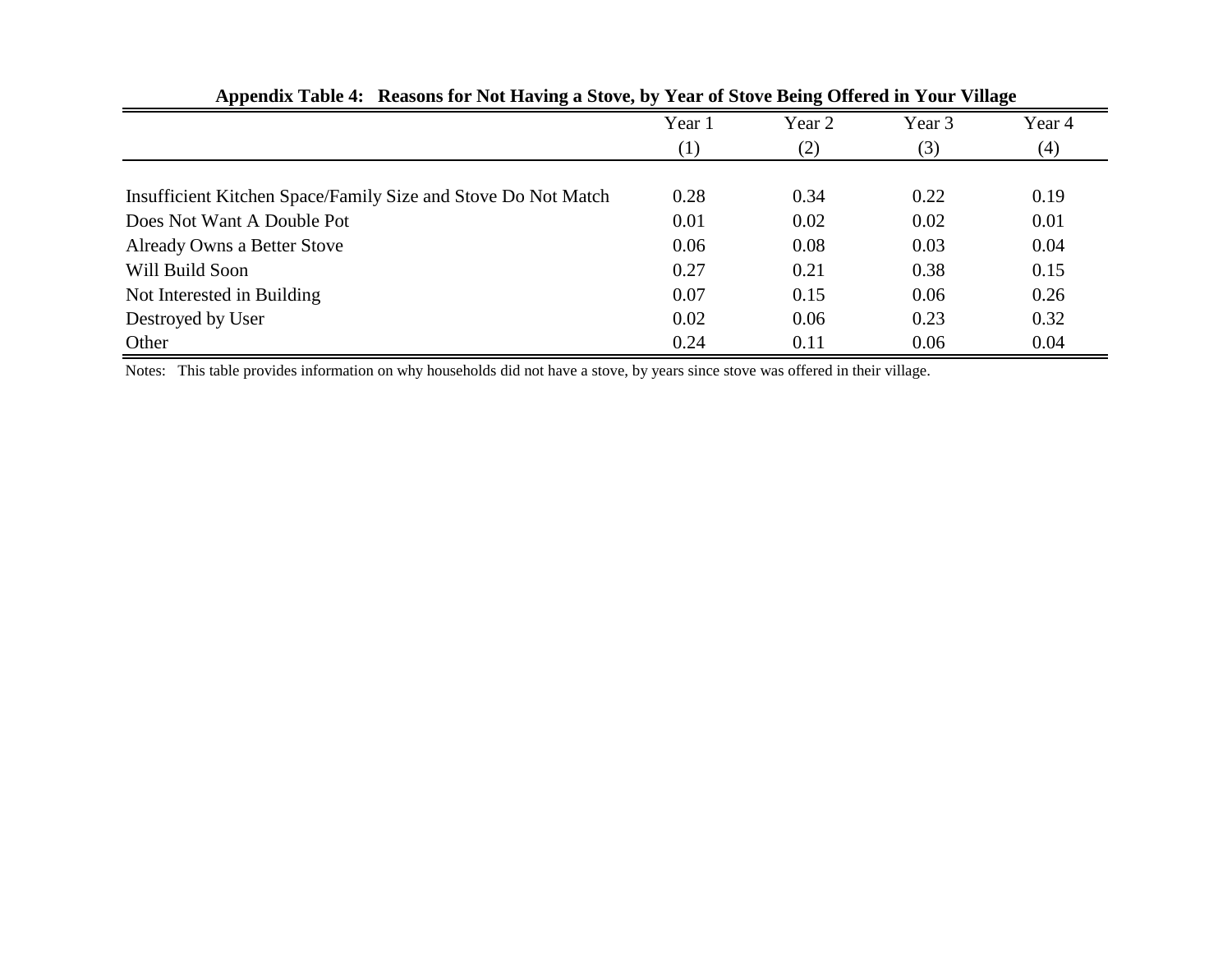**Appendix Table 4: Reasons for Not Having a Stove, by Year of Stove Being Offered in Your Village**

| | Year 1 | Year 2 | Year 3 | Year 4 |
|---|---|---|---|---|
| | (1) | (2) | (3) | (4) |
| Insufficient Kitchen Space/Family Size and Stove Do Not Match | 0.28 | 0.34 | 0.22 | 0.19 |
| Does Not Want A Double Pot | 0.01 | 0.02 | 0.02 | 0.01 |
| Already Owns a Better Stove | 0.06 | 0.08 | 0.03 | 0.04 |
| Will Build Soon | 0.27 | 0.21 | 0.38 | 0.15 |
| Not Interested in Building | 0.07 | 0.15 | 0.06 | 0.26 |
| Destroyed by User | 0.02 | 0.06 | 0.23 | 0.32 |
| Other | 0.24 | 0.11 | 0.06 | 0.04 |

Notes: This table provides information on why households did not have a stove, by years since stove was offered in their village.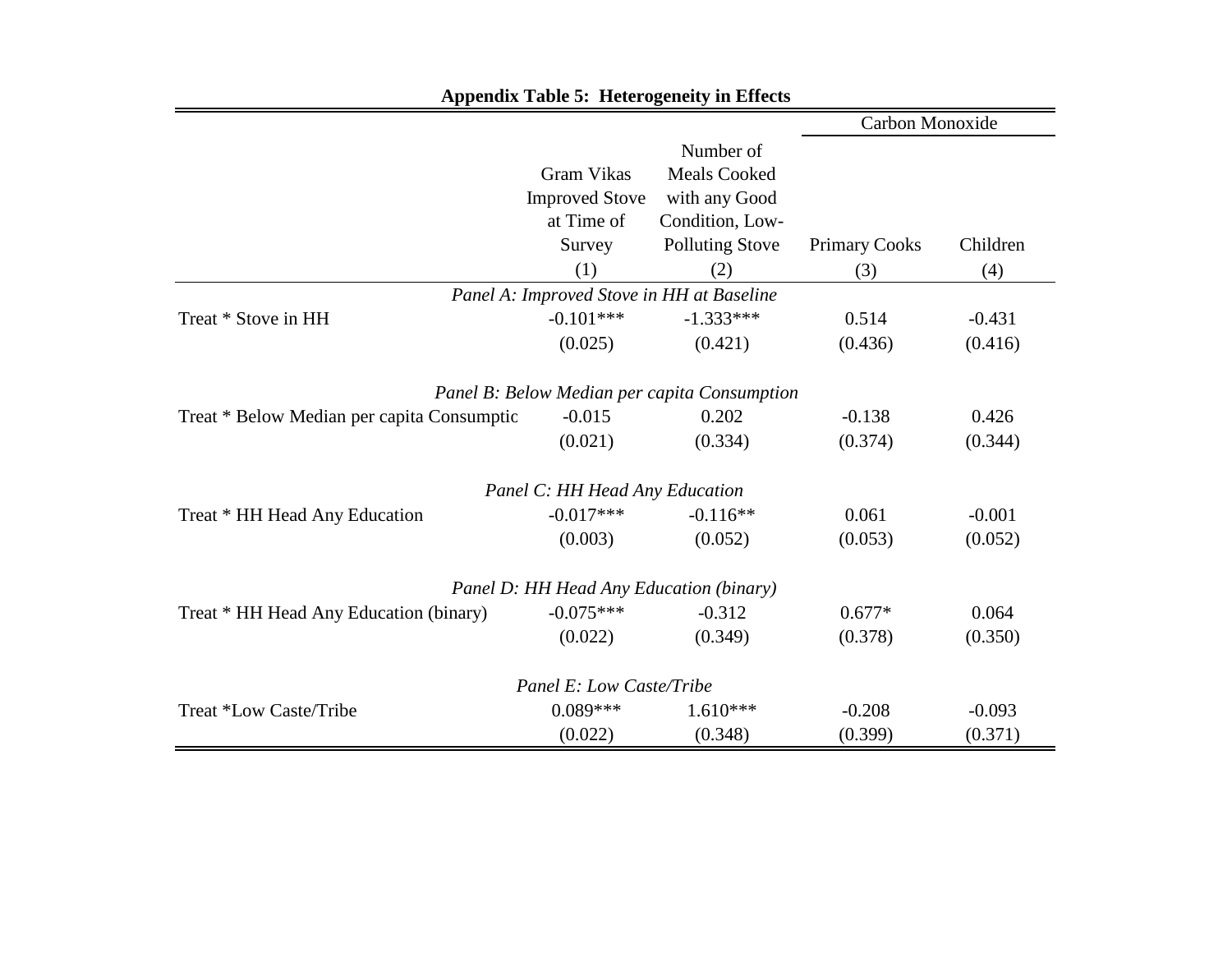**Appendix Table 5: Heterogeneity in Effects**

| | Gram Vikas Improved Stove at Time of Survey | Number of Meals Cooked with any Good Condition, Low-Polluting Stove | Carbon Monoxide | |
|---|---|---|---|---|
| | | | Primary Cooks | Children |
| | (1) | (2) | (3) | (4) |
| *Panel A: Improved Stove in HH at Baseline* | | | | |
| Treat * Stove in HH | -0.101*** | -1.333*** | 0.514 | -0.431 |
| | (0.025) | (0.421) | (0.436) | (0.416) |
| *Panel B: Below Median per capita Consumption* | | | | |
| Treat * Below Median per capita Consumptic | -0.015 | 0.202 | -0.138 | 0.426 |
| | (0.021) | (0.334) | (0.374) | (0.344) |
| *Panel C: HH Head Any Education* | | | | |
| Treat * HH Head Any Education | -0.017*** | -0.116** | 0.061 | -0.001 |
| | (0.003) | (0.052) | (0.053) | (0.052) |
| *Panel D: HH Head Any Education (binary)* | | | | |
| Treat * HH Head Any Education (binary) | -0.075*** | -0.312 | 0.677* | 0.064 |
| | (0.022) | (0.349) | (0.378) | (0.350) |
| *Panel E: Low Caste/Tribe* | | | | |
| Treat *Low Caste/Tribe | 0.089*** | 1.610*** | -0.208 | -0.093 |
| | (0.022) | (0.348) | (0.399) | (0.371) |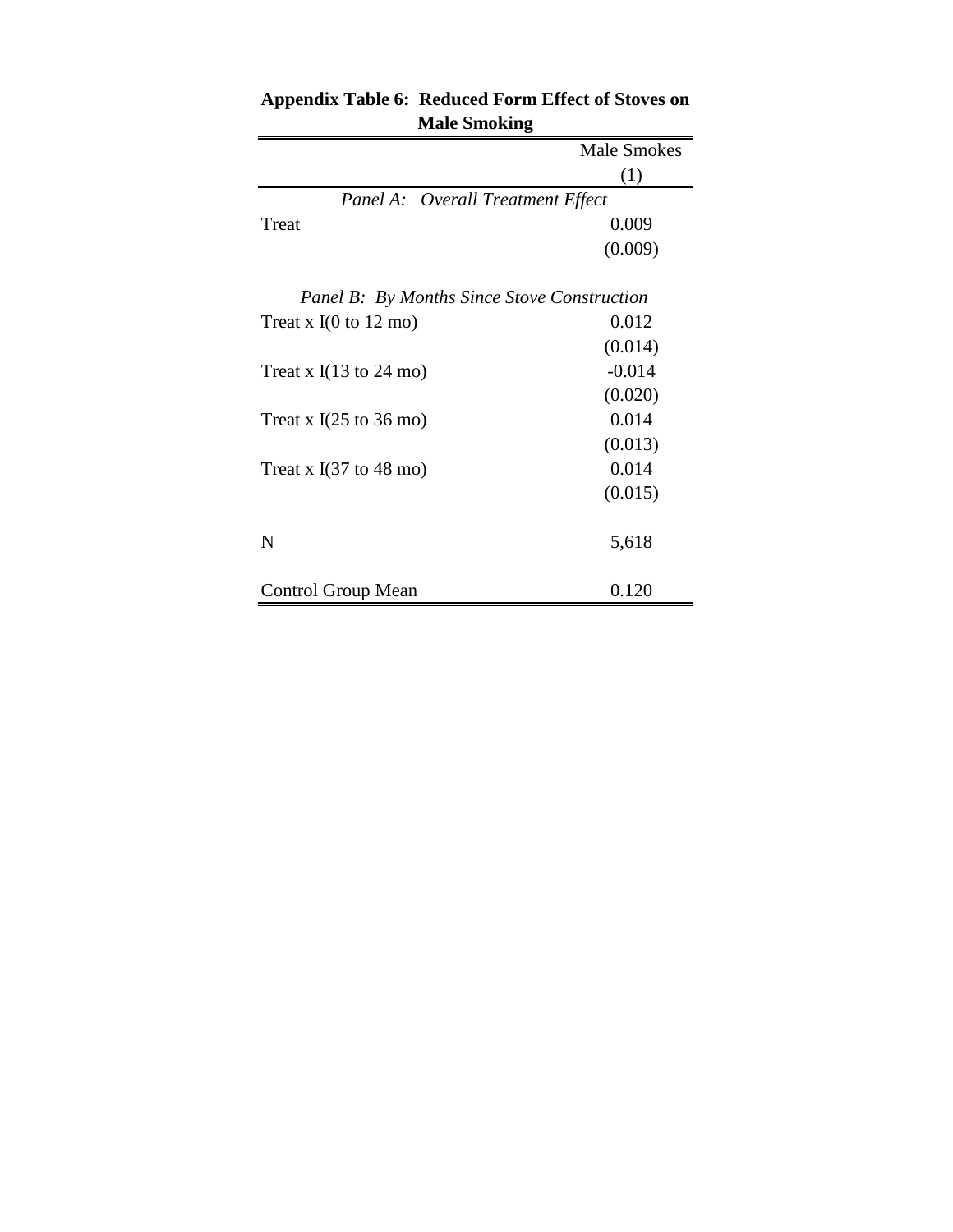**Appendix Table 6: Reduced Form Effect of Stoves on Male Smoking**

| | Male Smokes |
|---|---|
| | (1) |
| *Panel A: Overall Treatment Effect* | |
| Treat | 0.009 |
| | (0.009) |
| *Panel B: By Months Since Stove Construction* | |
| Treat x I(0 to 12 mo) | 0.012 |
| | (0.014) |
| Treat x I(13 to 24 mo) | -0.014 |
| | (0.020) |
| Treat x I(25 to 36 mo) | 0.014 |
| | (0.013) |
| Treat x I(37 to 48 mo) | 0.014 |
| | (0.015) |
| N | 5,618 |
| Control Group Mean | 0.120 |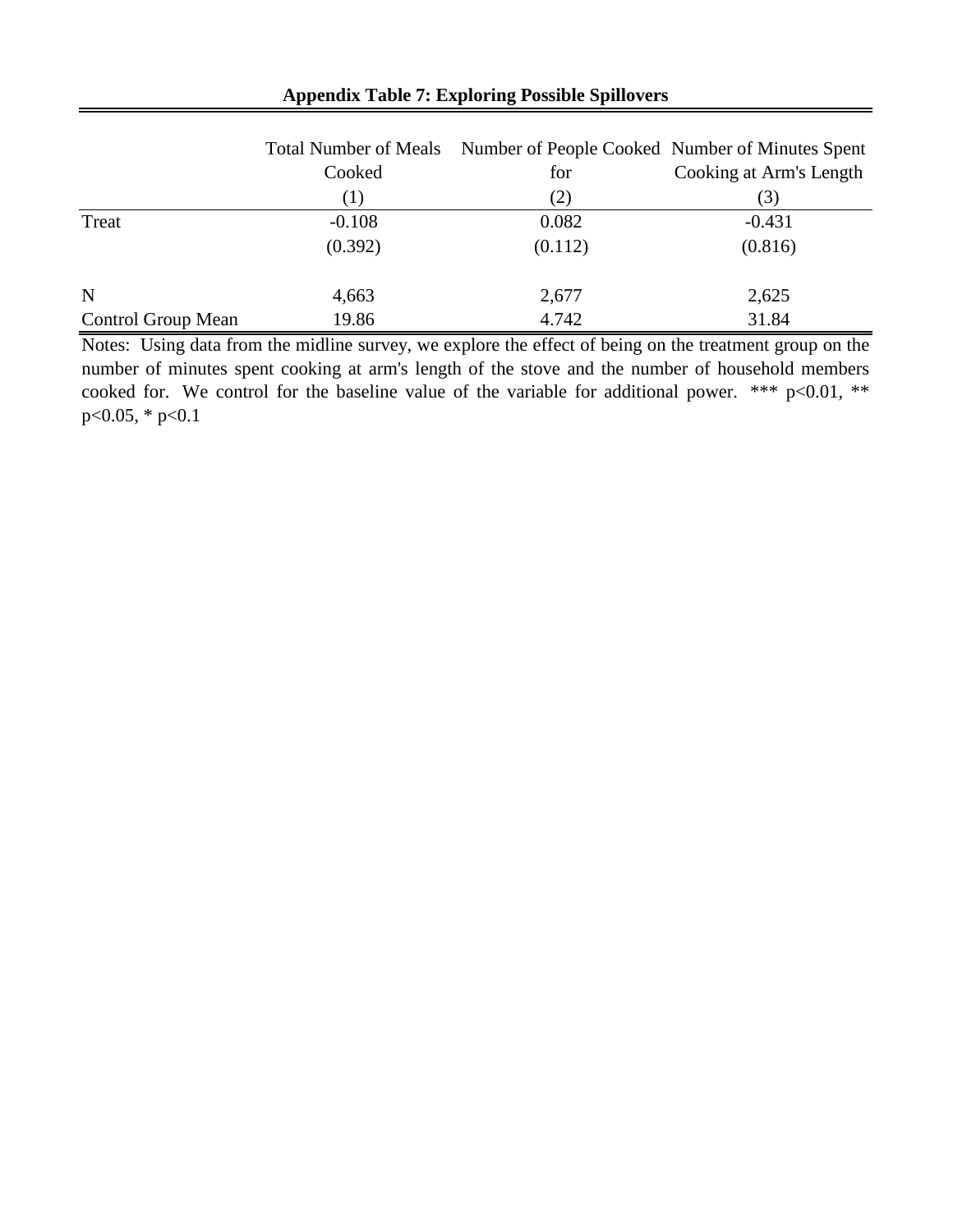**Appendix Table 7: Exploring Possible Spillovers**

| | Total Number of Meals Cooked | Number of People Cooked for | Number of Minutes Spent Cooking at Arm's Length |
|---|---|---|---|
| | (1) | (2) | (3) |
| Treat | -0.108 | 0.082 | -0.431 |
| | (0.392) | (0.112) | (0.816) |
| N | 4,663 | 2,677 | 2,625 |
| Control Group Mean | 19.86 | 4.742 | 31.84 |

Notes: Using data from the midline survey, we explore the effect of being on the treatment group on the number of minutes spent cooking at arm's length of the stove and the number of household members cooked for. We control for the baseline value of the variable for additional power. *** p<0.01, ** p<0.05, * p<0.1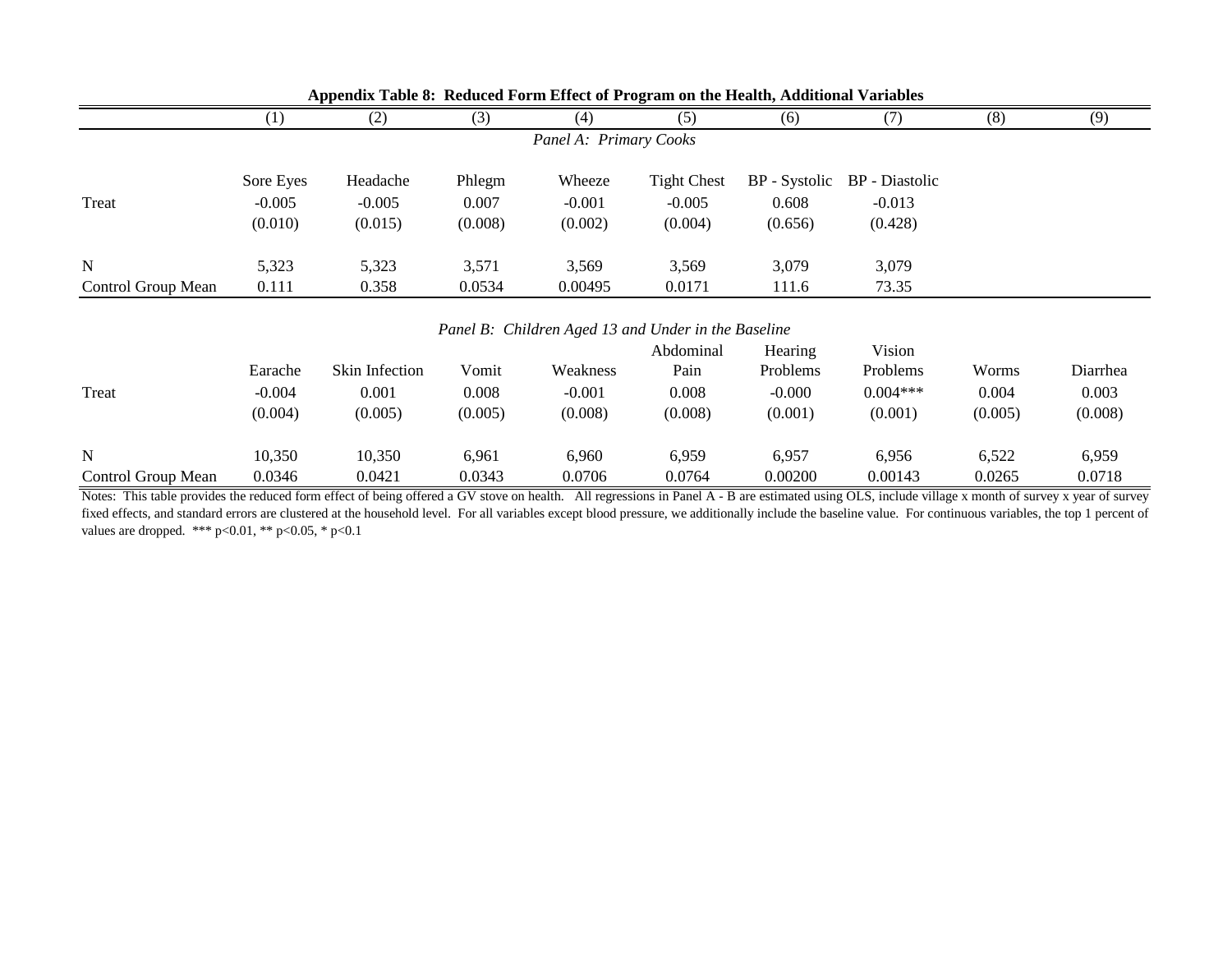**Appendix Table 8: Reduced Form Effect of Program on the Health, Additional Variables**

| | (1) | (2) | (3) | (4) | (5) | (6) | (7) | (8) | (9) |
|---|---|---|---|---|---|---|---|---|---|
| *Panel A: Primary Cooks* | | | | | | | | | |
| | Sore Eyes | Headache | Phlegm | Wheeze | Tight Chest | BP - Systolic | BP - Diastolic | | |
| Treat | -0.005 | -0.005 | 0.007 | -0.001 | -0.005 | 0.608 | -0.013 | | |
| | (0.010) | (0.015) | (0.008) | (0.002) | (0.004) | (0.656) | (0.428) | | |
| N | 5,323 | 5,323 | 3,571 | 3,569 | 3,569 | 3,079 | 3,079 | | |
| Control Group Mean | 0.111 | 0.358 | 0.0534 | 0.00495 | 0.0171 | 111.6 | 73.35 | | |
| *Panel B: Children Aged 13 and Under in the Baseline* | | | | | | | | | |
| | Earache | Skin Infection | Vomit | Weakness | Abdominal Pain | Hearing Problems | Vision Problems | Worms | Diarrhea |
| Treat | -0.004 | 0.001 | 0.008 | -0.001 | 0.008 | -0.000 | 0.004*** | 0.004 | 0.003 |
| | (0.004) | (0.005) | (0.005) | (0.008) | (0.008) | (0.001) | (0.001) | (0.005) | (0.008) |
| N | 10,350 | 10,350 | 6,961 | 6,960 | 6,959 | 6,957 | 6,956 | 6,522 | 6,959 |
| Control Group Mean | 0.0346 | 0.0421 | 0.0343 | 0.0706 | 0.0764 | 0.00200 | 0.00143 | 0.0265 | 0.0718 |

Notes: This table provides the reduced form effect of being offered a GV stove on health. All regressions in Panel A - B are estimated using OLS, include village x month of survey x year of survey fixed effects, and standard errors are clustered at the household level. For all variables except blood pressure, we additionally include the baseline value. For continuous variables, the top 1 percent of values are dropped. *** p<0.01, ** p<0.05, * p<0.1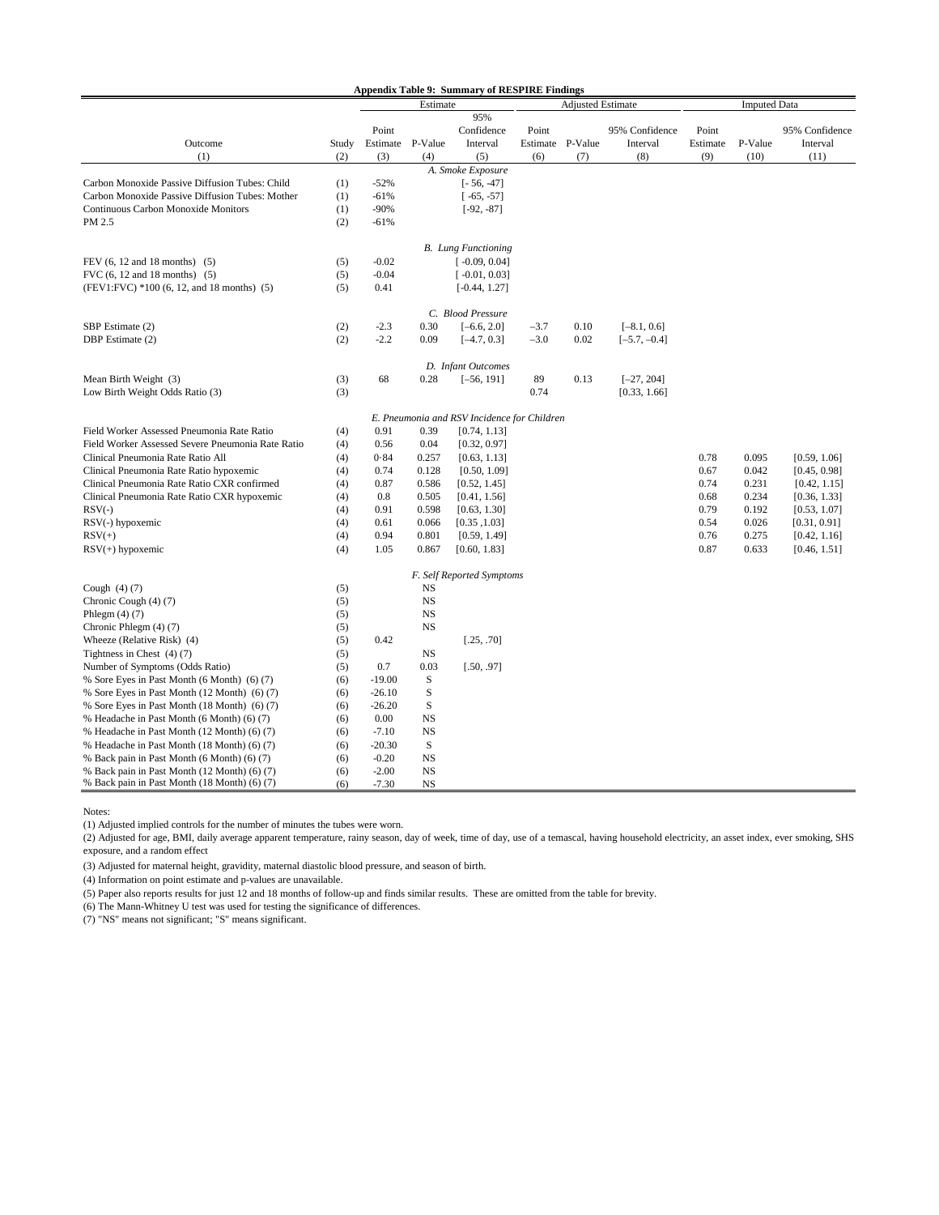**Appendix Table 9: Summary of RESPIRE Findings**

| | | Estimate | | | Adjusted Estimate | | | Imputed Data | | |
|---|---|---|---|---|---|---|---|---|---|---|
| Outcome | Study | Point Estimate | P-Value | 95% Confidence Interval | Point Estimate | P-Value | 95% Confidence Interval | Point Estimate | P-Value | 95% Confidence Interval |
| (1) | (2) | (3) | (4) | (5) | (6) | (7) | (8) | (9) | (10) | (11) |
| *A. Smoke Exposure* | | | | | | | | | | |
| Carbon Monoxide Passive Diffusion Tubes: Child | (1) | -52% | | [- 56, -47] | | | | | | |
| Carbon Monoxide Passive Diffusion Tubes: Mother | (1) | -61% | | [ -65, -57] | | | | | | |
| Continuous Carbon Monoxide Monitors | (1) | -90% | | [-92, -87] | | | | | | |
| PM 2.5 | (2) | -61% | | | | | | | | |
| *B. Lung Functioning* | | | | | | | | | | |
| FEV (6, 12 and 18 months) (5) | (5) | -0.02 | | [ -0.09, 0.04] | | | | | | |
| FVC (6, 12 and 18 months) (5) | (5) | -0.04 | | [ -0.01, 0.03] | | | | | | |
| (FEV1:FVC) *100 (6, 12, and 18 months) (5) | (5) | 0.41 | | [-0.44, 1.27] | | | | | | |
| *C. Blood Pressure* | | | | | | | | | | |
| SBP Estimate (2) | (2) | -2.3 | 0.30 | [–6.6, 2.0] | –3.7 | 0.10 | [–8.1, 0.6] | | | |
| DBP Estimate (2) | (2) | -2.2 | 0.09 | [–4.7, 0.3] | –3.0 | 0.02 | [–5.7, –0.4] | | | |
| *D. Infant Outcomes* | | | | | | | | | | |
| Mean Birth Weight (3) | (3) | 68 | 0.28 | [–56, 191] | 89 | 0.13 | [–27, 204] | | | |
| Low Birth Weight Odds Ratio (3) | (3) | | | | 0.74 | | [0.33, 1.66] | | | |
| *E. Pneumonia and RSV Incidence for Children* | | | | | | | | | | |
| Field Worker Assessed Pneumonia Rate Ratio | (4) | 0.91 | 0.39 | [0.74, 1.13] | | | | | | |
| Field Worker Assessed Severe Pneumonia Rate Ratio | (4) | 0.56 | 0.04 | [0.32, 0.97] | | | | | | |
| Clinical Pneumonia Rate Ratio All | (4) | 0·84 | 0.257 | [0.63, 1.13] | | | | 0.78 | 0.095 | [0.59, 1.06] |
| Clinical Pneumonia Rate Ratio hypoxemic | (4) | 0.74 | 0.128 | [0.50, 1.09] | | | | 0.67 | 0.042 | [0.45, 0.98] |
| Clinical Pneumonia Rate Ratio CXR confirmed | (4) | 0.87 | 0.586 | [0.52, 1.45] | | | | 0.74 | 0.231 | [0.42, 1.15] |
| Clinical Pneumonia Rate Ratio CXR hypoxemic | (4) | 0.8 | 0.505 | [0.41, 1.56] | | | | 0.68 | 0.234 | [0.36, 1.33] |
| RSV(-) | (4) | 0.91 | 0.598 | [0.63, 1.30] | | | | 0.79 | 0.192 | [0.53, 1.07] |
| RSV(-) hypoxemic | (4) | 0.61 | 0.066 | [0.35 ,1.03] | | | | 0.54 | 0.026 | [0.31, 0.91] |
| RSV(+) | (4) | 0.94 | 0.801 | [0.59, 1.49] | | | | 0.76 | 0.275 | [0.42, 1.16] |
| RSV(+) hypoxemic | (4) | 1.05 | 0.867 | [0.60, 1.83] | | | | 0.87 | 0.633 | [0.46, 1.51] |
| *F. Self Reported Symptoms* | | | | | | | | | | |
| Cough (4) (7) | (5) | | NS | | | | | | | |
| Chronic Cough (4) (7) | (5) | | NS | | | | | | | |
| Phlegm (4) (7) | (5) | | NS | | | | | | | |
| Chronic Phlegm (4) (7) | (5) | | NS | | | | | | | |
| Wheeze (Relative Risk) (4) | (5) | 0.42 | | [.25, .70] | | | | | | |
| Tightness in Chest (4) (7) | (5) | | NS | | | | | | | |
| Number of Symptoms (Odds Ratio) | (5) | 0.7 | 0.03 | [.50, .97] | | | | | | |
| % Sore Eyes in Past Month (6 Month) (6) (7) | (6) | -19.00 | S | | | | | | | |
| % Sore Eyes in Past Month (12 Month) (6) (7) | (6) | -26.10 | S | | | | | | | |
| % Sore Eyes in Past Month (18 Month) (6) (7) | (6) | -26.20 | S | | | | | | | |
| % Headache in Past Month (6 Month) (6) (7) | (6) | 0.00 | NS | | | | | | | |
| % Headache in Past Month (12 Month) (6) (7) | (6) | -7.10 | NS | | | | | | | |
| % Headache in Past Month (18 Month) (6) (7) | (6) | -20.30 | S | | | | | | | |
| % Back pain in Past Month (6 Month) (6) (7) | (6) | -0.20 | NS | | | | | | | |
| % Back pain in Past Month (12 Month) (6) (7) | (6) | -2.00 | NS | | | | | | | |
| % Back pain in Past Month (18 Month) (6) (7) | (6) | -7.30 | NS | | | | | | | |

Notes:

(1) Adjusted implied controls for the number of minutes the tubes were worn.

(2) Adjusted for age, BMI, daily average apparent temperature, rainy season, day of week, time of day, use of a temascal, having household electricity, an asset index, ever smoking, SHS exposure, and a random effect

(3) Adjusted for maternal height, gravidity, maternal diastolic blood pressure, and season of birth.

(4) Information on point estimate and p-values are unavailable.

(5) Paper also reports results for just 12 and 18 months of follow-up and finds similar results. These are omitted from the table for brevity.

(6) The Mann-Whitney U test was used for testing the significance of differences.

(7) "NS" means not significant; "S" means significant.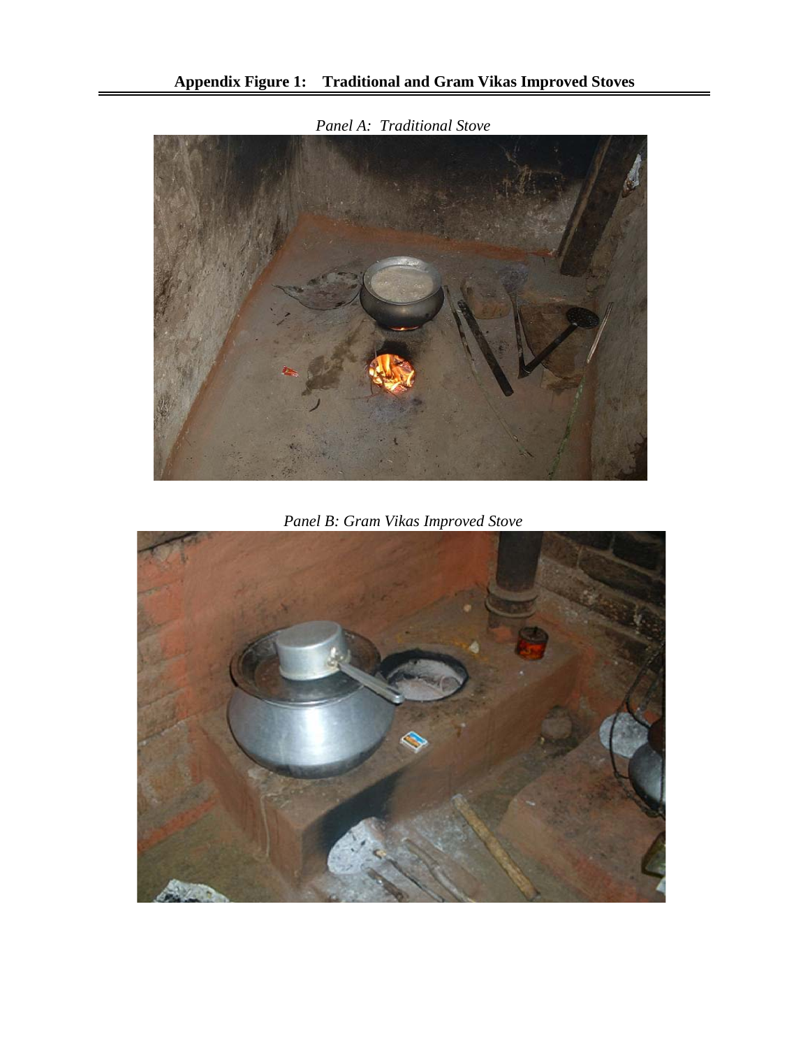**Appendix Figure 1: Traditional and Gram Vikas Improved Stoves**

*Panel A: Traditional Stove*

*Panel B: Gram Vikas Improved Stove*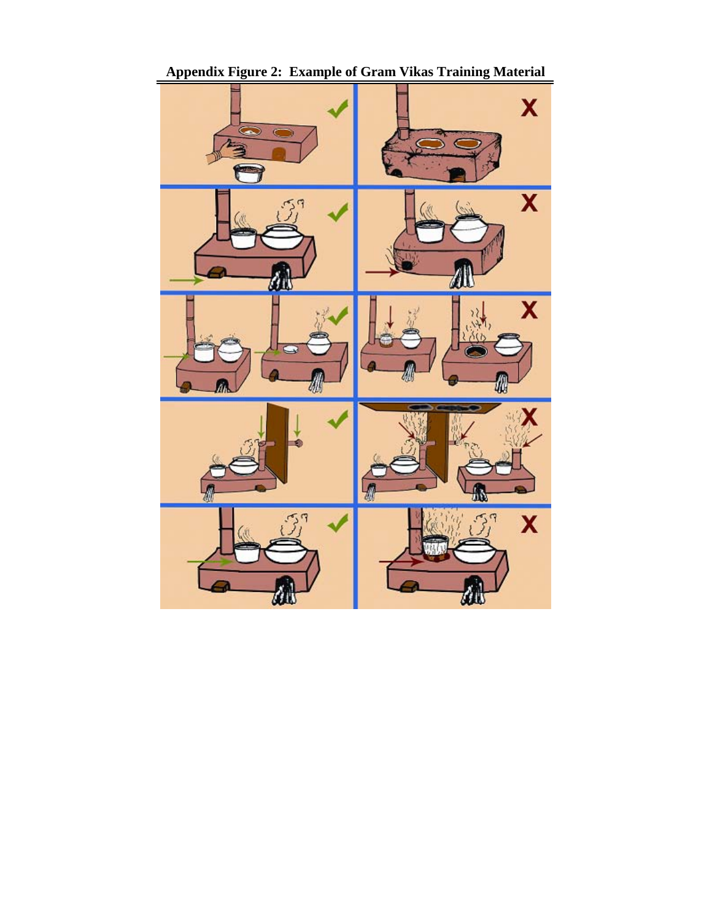**Appendix Figure 2: Example of Gram Vikas Training Material**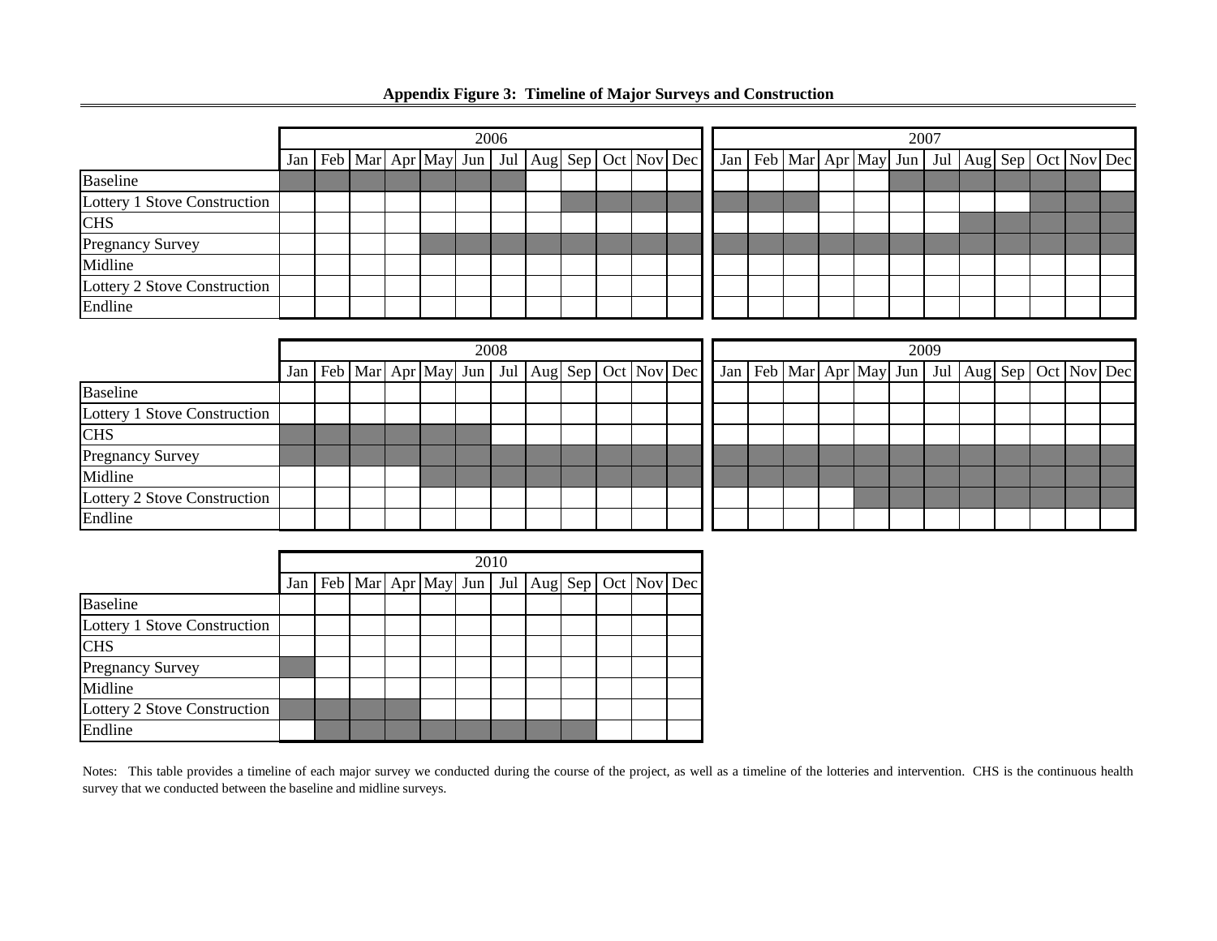## Appendix Figure 3: Timeline of Major Surveys and Construction

Shaded cells in the original figure are marked with X.

| 2006 | Jan | Feb | Mar | Apr | May | Jun | Jul | Aug | Sep | Oct | Nov | Dec |
|---|---|---|---|---|---|---|---|---|---|---|---|---|
| Baseline | X | X | X | X | X | X | X | | | | | |
| Lottery 1 Stove Construction | | | | | | | | | X | X | X | X |
| CHS | | | | | | | | | | | | |
| Pregnancy Survey | | | | | X | X | X | X | X | X | X | X |
| Midline | | | | | | | | | | | | |
| Lottery 2 Stove Construction | | | | | | | | | | | | |
| Endline | | | | | | | | | | | | |

| 2007 | Jan | Feb | Mar | Apr | May | Jun | Jul | Aug | Sep | Oct | Nov | Dec |
|---|---|---|---|---|---|---|---|---|---|---|---|---|
| Baseline | | | | | | X | X | X | X | X | X | |
| Lottery 1 Stove Construction | X | X | X | | | | | | | X | X | X |
| CHS | | | | | | | | X | X | X | X | X |
| Pregnancy Survey | X | X | X | X | X | X | X | X | X | X | X | X |
| Midline | | | | | | | | | | | | |
| Lottery 2 Stove Construction | | | | | | | | | | | | |
| Endline | | | | | | | | | | | | |

| 2008 | Jan | Feb | Mar | Apr | May | Jun | Jul | Aug | Sep | Oct | Nov | Dec |
|---|---|---|---|---|---|---|---|---|---|---|---|---|
| Baseline | | | | | | | | | | | | |
| Lottery 1 Stove Construction | | | | | | | | | | | | |
| CHS | X | X | X | X | X | X | | | | | | |
| Pregnancy Survey | X | X | X | X | X | X | X | X | X | X | X | X |
| Midline | | | | | X | X | X | X | X | X | X | X |
| Lottery 2 Stove Construction | | | | | | | | | | | | |
| Endline | | | | | | | | | | | | |

| 2009 | Jan | Feb | Mar | Apr | May | Jun | Jul | Aug | Sep | Oct | Nov | Dec |
|---|---|---|---|---|---|---|---|---|---|---|---|---|
| Baseline | | | | | | | | | | | | |
| Lottery 1 Stove Construction | | | | | | | | | | | | |
| CHS | | | | | | | | | | | | |
| Pregnancy Survey | X | X | X | X | X | X | X | X | X | X | X | X |
| Midline | X | X | X | X | X | X | X | X | X | X | X | X |
| Lottery 2 Stove Construction | | | | | X | X | X | X | X | X | X | X |
| Endline | | | | | | | | | | | | |

| 2010 | Jan | Feb | Mar | Apr | May | Jun | Jul | Aug | Sep | Oct | Nov | Dec |
|---|---|---|---|---|---|---|---|---|---|---|---|---|
| Baseline | | | | | | | | | | | | |
| Lottery 1 Stove Construction | | | | | | | | | | | | |
| CHS | | | | | | | | | | | | |
| Pregnancy Survey | X | | | | | | | | | | | |
| Midline | | | | | | | | | | | | |
| Lottery 2 Stove Construction | X | X | X | X | | | | | | | | |
| Endline | | X | X | X | X | X | X | X | X | | | |

Notes: This table provides a timeline of each major survey we conducted during the course of the project, as well as a timeline of the lotteries and intervention. CHS is the continuous health survey that we conducted between the baseline and midline surveys.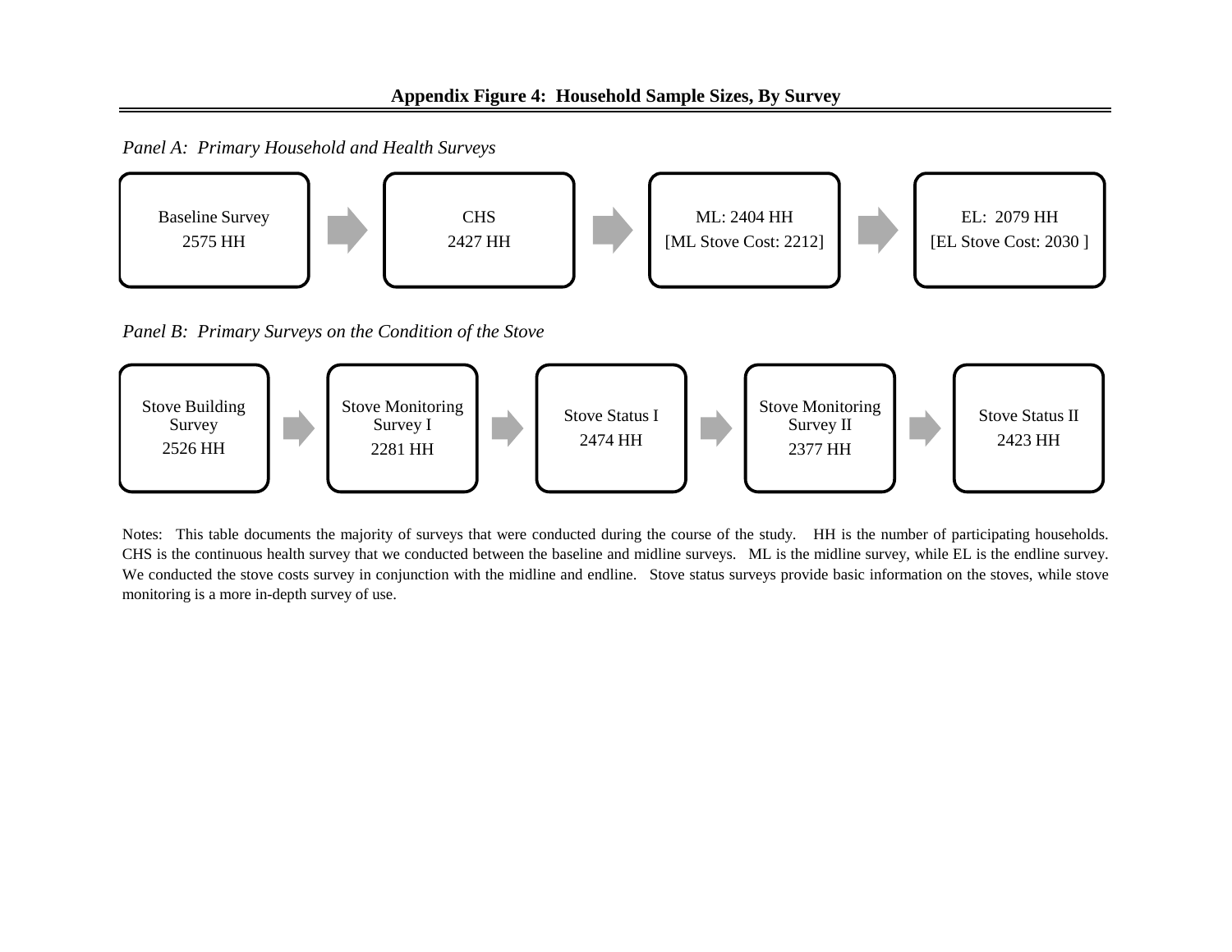## Appendix Figure 4: Household Sample Sizes, By Survey

*Panel A: Primary Household and Health Surveys*

| Baseline Survey | → | CHS | → | ML: 2404 HH | → | EL: 2079 HH |
|---|---|---|---|---|---|---|
| 2575 HH | | 2427 HH | | [ML Stove Cost: 2212] | | [EL Stove Cost: 2030 ] |

*Panel B: Primary Surveys on the Condition of the Stove*

| Stove Building Survey | → | Stove Monitoring Survey I | → | Stove Status I | → | Stove Monitoring Survey II | → | Stove Status II |
|---|---|---|---|---|---|---|---|---|
| 2526 HH | | 2281 HH | | 2474 HH | | 2377 HH | | 2423 HH |

Notes: This table documents the majority of surveys that were conducted during the course of the study. HH is the number of participating households. CHS is the continuous health survey that we conducted between the baseline and midline surveys. ML is the midline survey, while EL is the endline survey. We conducted the stove costs survey in conjunction with the midline and endline. Stove status surveys provide basic information on the stoves, while stove monitoring is a more in-depth survey of use.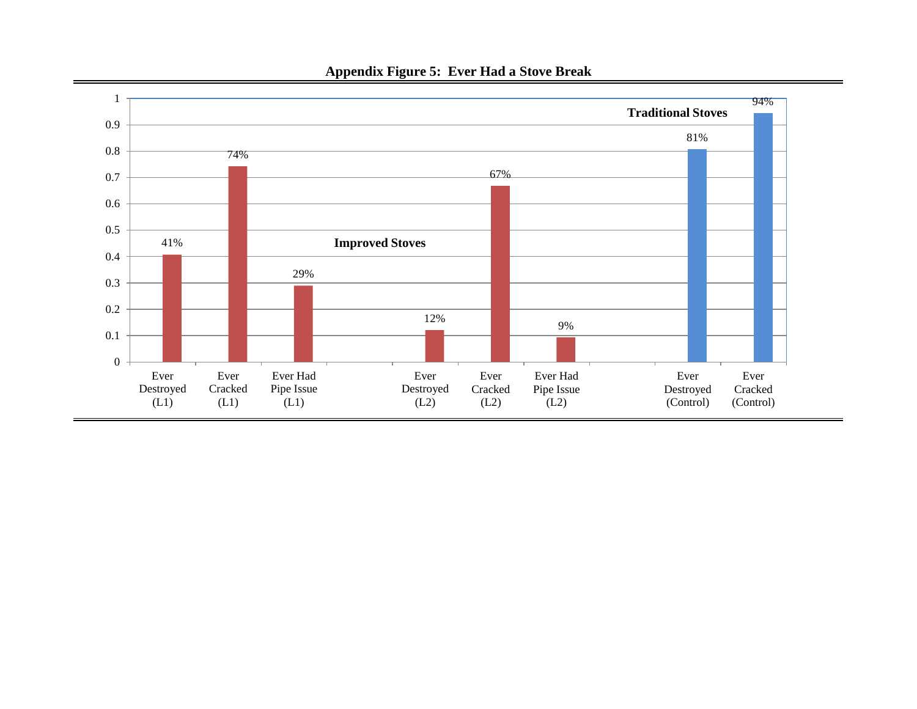**Appendix Figure 5: Ever Had a Stove Break**

| | Value |
|---|---|
| Ever Destroyed (L1) | 41% |
| Ever Cracked (L1) | 74% |
| Ever Had Pipe Issue (L1) | 29% |
| Ever Destroyed (L2) | 12% |
| Ever Cracked (L2) | 67% |
| Ever Had Pipe Issue (L2) | 9% |
| Ever Destroyed (Control) | 81% |
| Ever Cracked (Control) | 94% |

Improved Stoves: L1 and L2. Traditional Stoves: Control.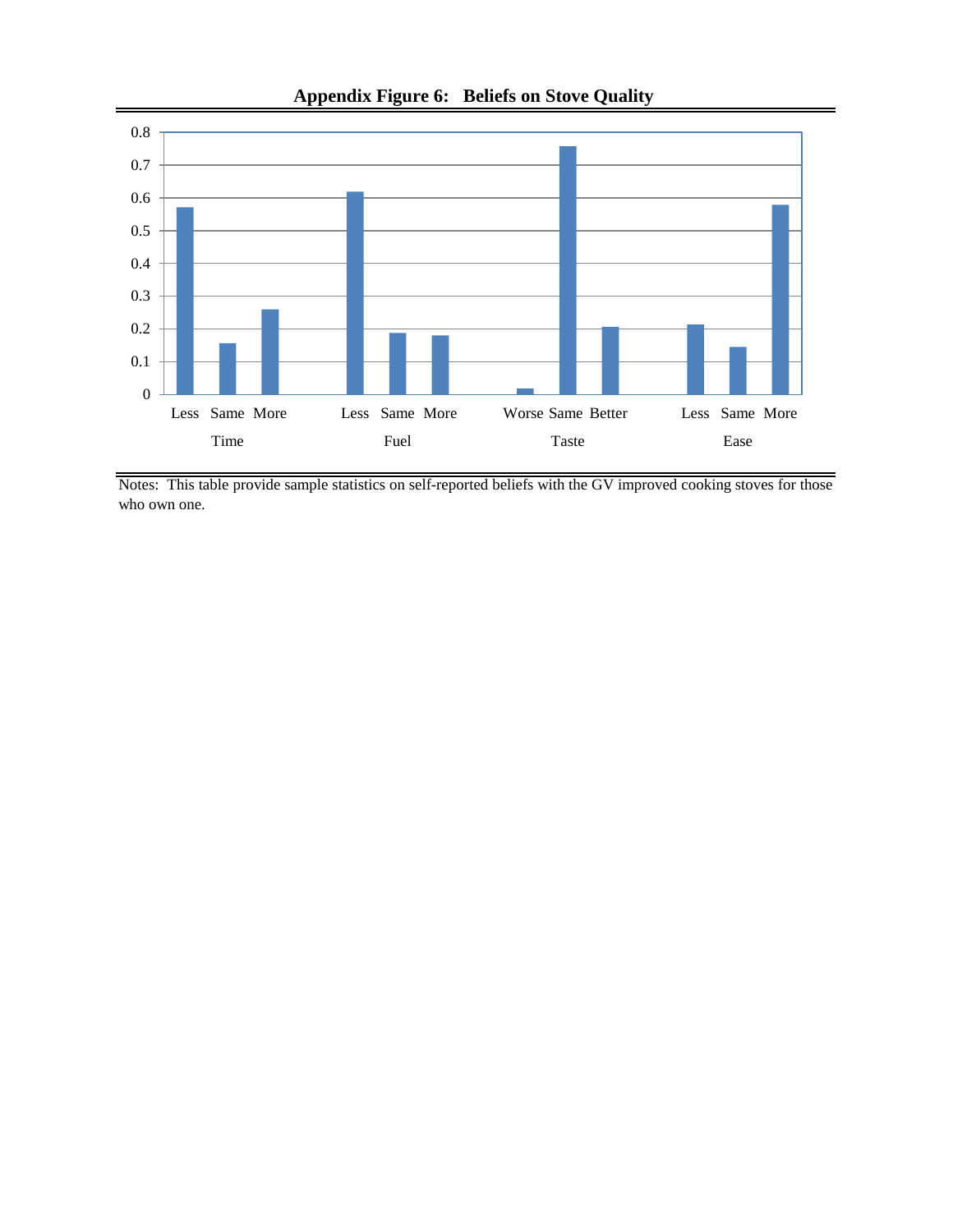**Appendix Figure 6: Beliefs on Stove Quality**

0.8
0.7
0.6
0.5
0.4
0.3
0.2
0.1
0

Less Same More
Time

Less Same More
Fuel

Worse Same Better
Taste

Less Same More
Ease

Notes: This table provide sample statistics on self-reported beliefs with the GV improved cooking stoves for those who own one.